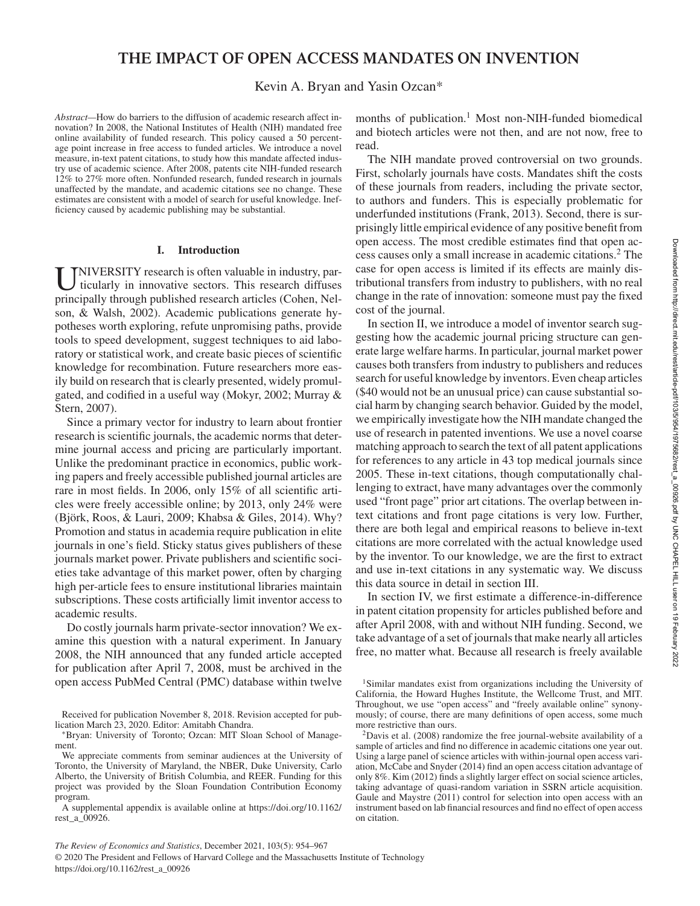# THE IMPACT OF OPEN ACCESS MANDATES ON INVENTION

Kevin A. Bryan and Yasin Ozcan*

*Abstract*—How do barriers to the diffusion of academic research affect innovation? In 2008, the National Institutes of Health (NIH) mandated free online availability of funded research. This policy caused a 50 percentage point increase in free access to funded articles. We introduce a novel measure, in-text patent citations, to study how this mandate affected industry use of academic science. After 2008, patents cite NIH-funded research 12% to 27% more often. Nonfunded research, funded research in journals unaffected by the mandate, and academic citations see no change. These estimates are consistent with a model of search for useful knowledge. Inefficiency caused by academic publishing may be substantial.

## I. Introduction

UNIVERSITY research is often valuable in industry, particularly in innovative sectors. This research diffuses principally through published research articles (Cohen, Nelson, & Walsh, 2002). Academic publications generate hypotheses worth exploring, refute unpromising paths, provide tools to speed development, suggest techniques to aid laboratory or statistical work, and create basic pieces of scientific knowledge for recombination. Future researchers more easily build on research that is clearly presented, widely promulgated, and codified in a useful way (Mokyr, 2002; Murray & Stern, 2007).

Since a primary vector for industry to learn about frontier research is scientific journals, the academic norms that determine journal access and pricing are particularly important. Unlike the predominant practice in economics, public working papers and freely accessible published journal articles are rare in most fields. In 2006, only 15% of all scientific articles were freely accessible online; by 2013, only 24% were (Björk, Roos, & Lauri, 2009; Khabsa & Giles, 2014). Why? Promotion and status in academia require publication in elite journals in one's field. Sticky status gives publishers of these journals market power. Private publishers and scientific societies take advantage of this market power, often by charging high per-article fees to ensure institutional libraries maintain subscriptions. These costs artificially limit inventor access to academic results.

Do costly journals harm private-sector innovation? We examine this question with a natural experiment. In January 2008, the NIH announced that any funded article accepted for publication after April 7, 2008, must be archived in the open access PubMed Central (PMC) database within twelve months of publication.[1] Most non-NIH-funded biomedical and biotech articles were not then, and are not now, free to read.

The NIH mandate proved controversial on two grounds. First, scholarly journals have costs. Mandates shift the costs of these journals from readers, including the private sector, to authors and funders. This is especially problematic for underfunded institutions (Frank, 2013). Second, there is surprisingly little empirical evidence of any positive benefit from open access. The most credible estimates find that open access causes only a small increase in academic citations.[2] The case for open access is limited if its effects are mainly distributional transfers from industry to publishers, with no real change in the rate of innovation: someone must pay the fixed cost of the journal.

In section II, we introduce a model of inventor search suggesting how the academic journal pricing structure can generate large welfare harms. In particular, journal market power causes both transfers from industry to publishers and reduces search for useful knowledge by inventors. Even cheap articles ($40 would not be an unusual price) can cause substantial social harm by changing search behavior. Guided by the model, we empirically investigate how the NIH mandate changed the use of research in patented inventions. We use a novel coarse matching approach to search the text of all patent applications for references to any article in 43 top medical journals since 2005. These in-text citations, though computationally challenging to extract, have many advantages over the commonly used "front page" prior art citations. The overlap between in-text citations and front page citations is very low. Further, there are both legal and empirical reasons to believe in-text citations are more correlated with the actual knowledge used by the inventor. To our knowledge, we are the first to extract and use in-text citations in any systematic way. We discuss this data source in detail in section III.

In section IV, we first estimate a difference-in-difference in patent citation propensity for articles published before and after April 2008, with and without NIH funding. Second, we take advantage of a set of journals that make nearly all articles free, no matter what. Because all research is freely available

---

Received for publication November 8, 2018. Revision accepted for publication March 23, 2020. Editor: Amitabh Chandra.

*Bryan: University of Toronto; Ozcan: MIT Sloan School of Management.

We appreciate comments from seminar audiences at the University of Toronto, the University of Maryland, the NBER, Duke University, Carlo Alberto, the University of British Columbia, and REER. Funding for this project was provided by the Sloan Foundation Contribution Economy program.

A supplemental appendix is available online at https://doi.org/10.1162/rest_a_00926.

[1] Similar mandates exist from organizations including the University of California, the Howard Hughes Institute, the Wellcome Trust, and MIT. Throughout, we use "open access" and "freely available online" synonymously; of course, there are many definitions of open access, some much more restrictive than ours.

[2] Davis et al. (2008) randomize the free journal-website availability of a sample of articles and find no difference in academic citations one year out. Using a large panel of science articles with within-journal open access variation, McCabe and Snyder (2014) find an open access citation advantage of only 8%. Kim (2012) finds a slightly larger effect on social science articles, taking advantage of quasi-random variation in SSRN article acquisition. Gaule and Maystre (2011) control for selection into open access with an instrument based on lab financial resources and find no effect of open access on citation.

*The Review of Economics and Statistics*, December 2021, 103(5): 954–967
© 2020 The President and Fellows of Harvard College and the Massachusetts Institute of Technology
https://doi.org/10.1162/rest_a_00926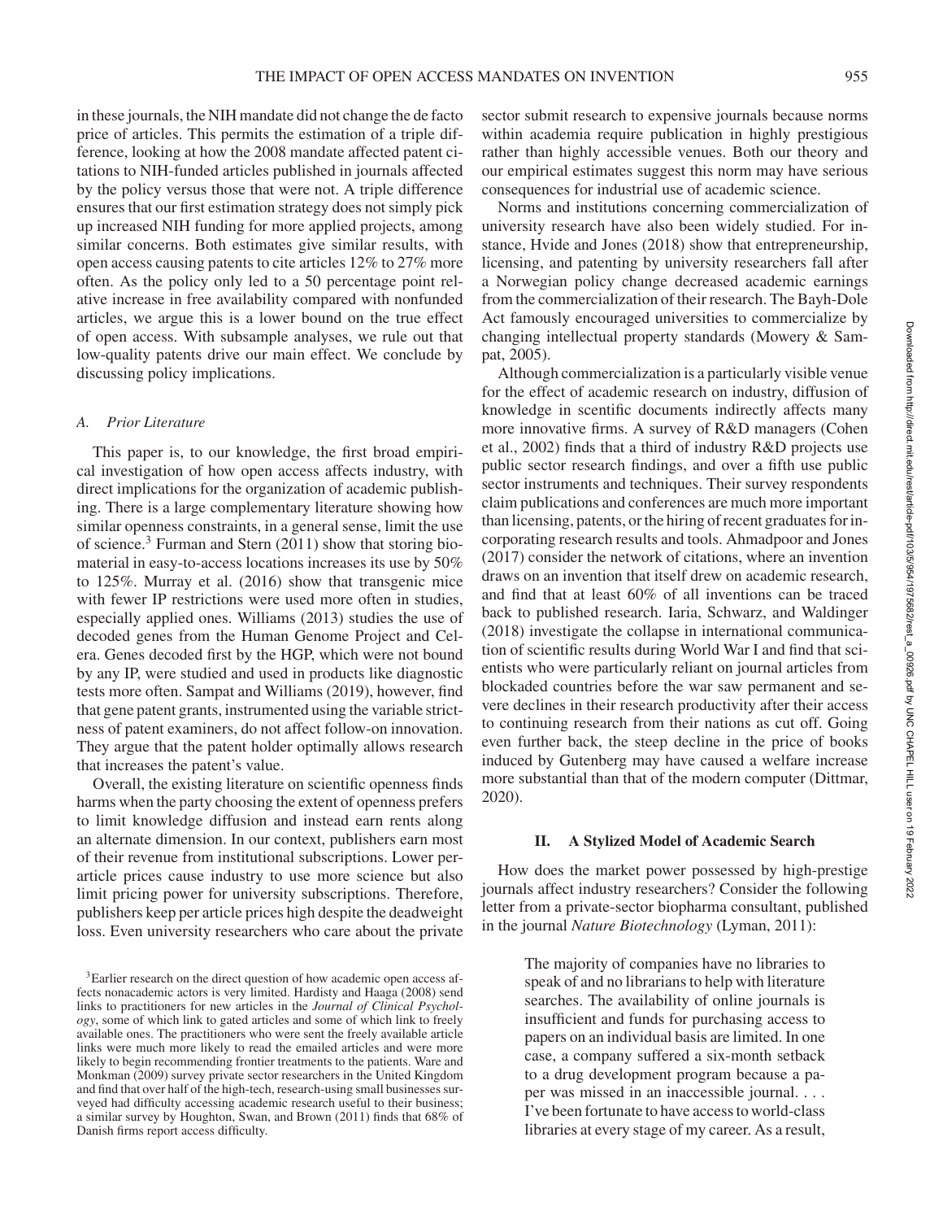in these journals, the NIH mandate did not change the de facto price of articles. This permits the estimation of a triple difference, looking at how the 2008 mandate affected patent citations to NIH-funded articles published in journals affected by the policy versus those that were not. A triple difference ensures that our first estimation strategy does not simply pick up increased NIH funding for more applied projects, among similar concerns. Both estimates give similar results, with open access causing patents to cite articles 12% to 27% more often. As the policy only led to a 50 percentage point relative increase in free availability compared with nonfunded articles, we argue this is a lower bound on the true effect of open access. With subsample analyses, we rule out that low-quality patents drive our main effect. We conclude by discussing policy implications.

### *A. Prior Literature*

This paper is, to our knowledge, the first broad empirical investigation of how open access affects industry, with direct implications for the organization of academic publishing. There is a large complementary literature showing how similar openness constraints, in a general sense, limit the use of science.[3] Furman and Stern (2011) show that storing biomaterial in easy-to-access locations increases its use by 50% to 125%. Murray et al. (2016) show that transgenic mice with fewer IP restrictions were used more often in studies, especially applied ones. Williams (2013) studies the use of decoded genes from the Human Genome Project and Celera. Genes decoded first by the HGP, which were not bound by any IP, were studied and used in products like diagnostic tests more often. Sampat and Williams (2019), however, find that gene patent grants, instrumented using the variable strictness of patent examiners, do not affect follow-on innovation. They argue that the patent holder optimally allows research that increases the patent's value.

Overall, the existing literature on scientific openness finds harms when the party choosing the extent of openness prefers to limit knowledge diffusion and instead earn rents along an alternate dimension. In our context, publishers earn most of their revenue from institutional subscriptions. Lower per-article prices cause industry to use more science but also limit pricing power for university subscriptions. Therefore, publishers keep per article prices high despite the deadweight loss. Even university researchers who care about the private sector submit research to expensive journals because norms within academia require publication in highly prestigious rather than highly accessible venues. Both our theory and our empirical estimates suggest this norm may have serious consequences for industrial use of academic science.

Norms and institutions concerning commercialization of university research have also been widely studied. For instance, Hvide and Jones (2018) show that entrepreneurship, licensing, and patenting by university researchers fall after a Norwegian policy change decreased academic earnings from the commercialization of their research. The Bayh-Dole Act famously encouraged universities to commercialize by changing intellectual property standards (Mowery & Sampat, 2005).

Although commercialization is a particularly visible venue for the effect of academic research on industry, diffusion of knowledge in scentific documents indirectly affects many more innovative firms. A survey of R&D managers (Cohen et al., 2002) finds that a third of industry R&D projects use public sector research findings, and over a fifth use public sector instruments and techniques. Their survey respondents claim publications and conferences are much more important than licensing, patents, or the hiring of recent graduates for incorporating research results and tools. Ahmadpoor and Jones (2017) consider the network of citations, where an invention draws on an invention that itself drew on academic research, and find that at least 60% of all inventions can be traced back to published research. Iaria, Schwarz, and Waldinger (2018) investigate the collapse in international communication of scientific results during World War I and find that scientists who were particularly reliant on journal articles from blockaded countries before the war saw permanent and severe declines in their research productivity after their access to continuing research from their nations as cut off. Going even further back, the steep decline in the price of books induced by Gutenberg may have caused a welfare increase more substantial than that of the modern computer (Dittmar, 2020).

## II. A Stylized Model of Academic Search

How does the market power possessed by high-prestige journals affect industry researchers? Consider the following letter from a private-sector biopharma consultant, published in the journal *Nature Biotechnology* (Lyman, 2011):

> The majority of companies have no libraries to speak of and no librarians to help with literature searches. The availability of online journals is insufficient and funds for purchasing access to papers on an individual basis are limited. In one case, a company suffered a six-month setback to a drug development program because a paper was missed in an inaccessible journal. . . . I've been fortunate to have access to world-class libraries at every stage of my career. As a result,

[3] Earlier research on the direct question of how academic open access affects nonacademic actors is very limited. Hardisty and Haaga (2008) send links to practitioners for new articles in the *Journal of Clinical Psychology*, some of which link to gated articles and some of which link to freely available ones. The practitioners who were sent the freely available article links were much more likely to read the emailed articles and were more likely to begin recommending frontier treatments to the patients. Ware and Monkman (2009) survey private sector researchers in the United Kingdom and find that over half of the high-tech, research-using small businesses surveyed had difficulty accessing academic research useful to their business; a similar survey by Houghton, Swan, and Brown (2011) finds that 68% of Danish firms report access difficulty.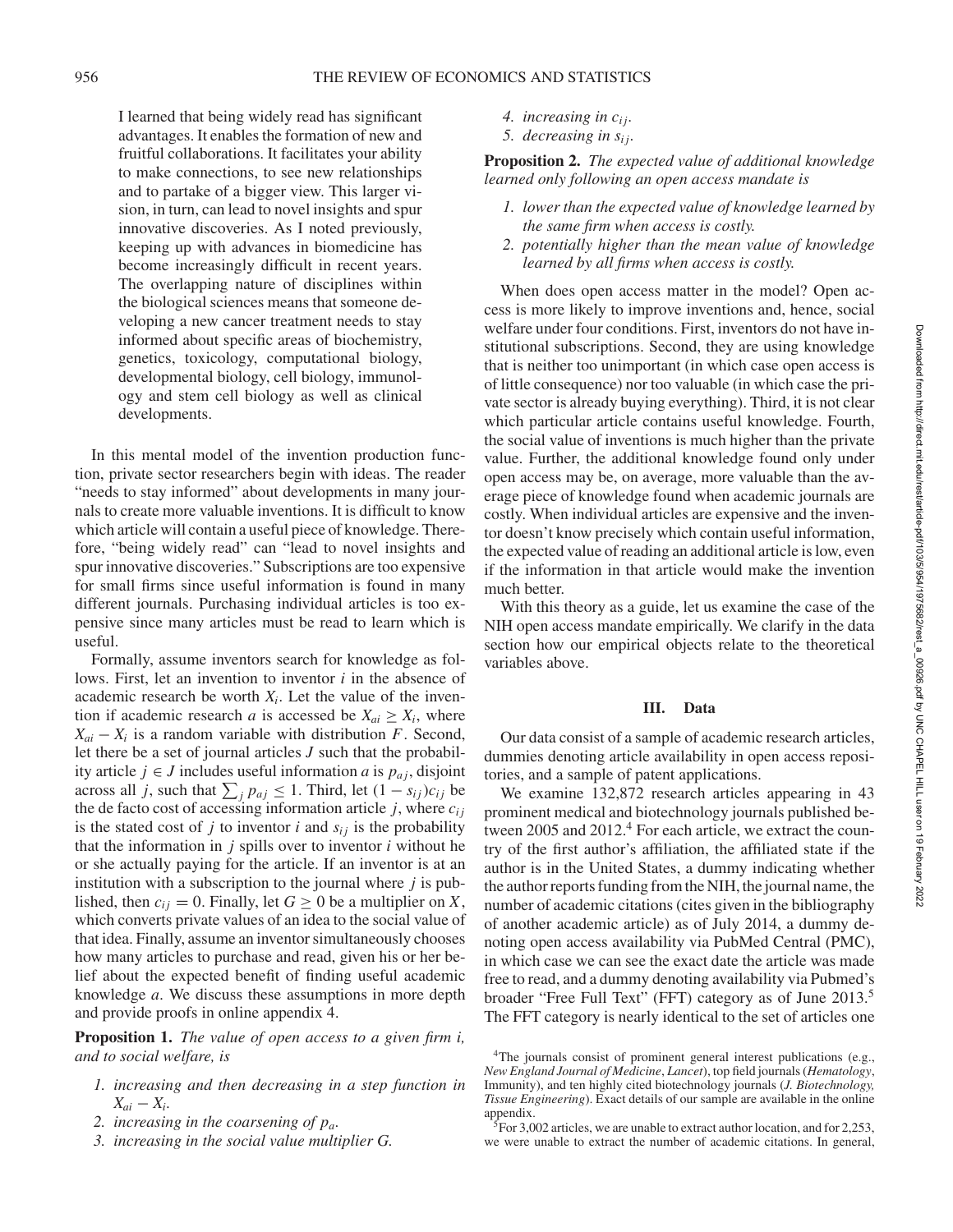I learned that being widely read has significant advantages. It enables the formation of new and fruitful collaborations. It facilitates your ability to make connections, to see new relationships and to partake of a bigger view. This larger vision, in turn, can lead to novel insights and spur innovative discoveries. As I noted previously, keeping up with advances in biomedicine has become increasingly difficult in recent years. The overlapping nature of disciplines within the biological sciences means that someone developing a new cancer treatment needs to stay informed about specific areas of biochemistry, genetics, toxicology, computational biology, developmental biology, cell biology, immunology and stem cell biology as well as clinical developments.

In this mental model of the invention production function, private sector researchers begin with ideas. The reader "needs to stay informed" about developments in many journals to create more valuable inventions. It is difficult to know which article will contain a useful piece of knowledge. Therefore, "being widely read" can "lead to novel insights and spur innovative discoveries." Subscriptions are too expensive for small firms since useful information is found in many different journals. Purchasing individual articles is too expensive since many articles must be read to learn which is useful.

Formally, assume inventors search for knowledge as follows. First, let an invention to inventor $i$ in the absence of academic research be worth $X_i$. Let the value of the invention if academic research $a$ is accessed be $X_{ai} \geq X_i$, where $X_{ai} - X_i$ is a random variable with distribution $F$. Second, let there be a set of journal articles $J$ such that the probability article $j \in J$ includes useful information $a$ is $p_{aj}$, disjoint across all $j$, such that $\sum_j p_{aj} \leq 1$. Third, let $(1 - s_{ij})c_{ij}$ be the de facto cost of accessing information article $j$, where $c_{ij}$ is the stated cost of $j$ to inventor $i$ and $s_{ij}$ is the probability that the information in $j$ spills over to inventor $i$ without he or she actually paying for the article. If an inventor is at an institution with a subscription to the journal where $j$ is published, then $c_{ij} = 0$. Finally, let $G \geq 0$ be a multiplier on $X$, which converts private values of an idea to the social value of that idea. Finally, assume an inventor simultaneously chooses how many articles to purchase and read, given his or her belief about the expected benefit of finding useful academic knowledge $a$. We discuss these assumptions in more depth and provide proofs in online appendix 4.

**Proposition 1.** *The value of open access to a given firm i, and to social welfare, is*

1. *increasing and then decreasing in a step function in* $X_{ai} - X_i$.
2. *increasing in the coarsening of* $p_a$.
3. *increasing in the social value multiplier G.*
4. *increasing in* $c_{ij}$.
5. *decreasing in* $s_{ij}$.

**Proposition 2.** *The expected value of additional knowledge learned only following an open access mandate is*

1. *lower than the expected value of knowledge learned by the same firm when access is costly.*
2. *potentially higher than the mean value of knowledge learned by all firms when access is costly.*

When does open access matter in the model? Open access is more likely to improve inventions and, hence, social welfare under four conditions. First, inventors do not have institutional subscriptions. Second, they are using knowledge that is neither too unimportant (in which case open access is of little consequence) nor too valuable (in which case the private sector is already buying everything). Third, it is not clear which particular article contains useful knowledge. Fourth, the social value of inventions is much higher than the private value. Further, the additional knowledge found only under open access may be, on average, more valuable than the average piece of knowledge found when academic journals are costly. When individual articles are expensive and the inventor doesn't know precisely which contain useful information, the expected value of reading an additional article is low, even if the information in that article would make the invention much better.

With this theory as a guide, let us examine the case of the NIH open access mandate empirically. We clarify in the data section how our empirical objects relate to the theoretical variables above.

## III. Data

Our data consist of a sample of academic research articles, dummies denoting article availability in open access repositories, and a sample of patent applications.

We examine 132,872 research articles appearing in 43 prominent medical and biotechnology journals published between 2005 and 2012.[4] For each article, we extract the country of the first author's affiliation, the affiliated state if the author is in the United States, a dummy indicating whether the author reports funding from the NIH, the journal name, the number of academic citations (cites given in the bibliography of another academic article) as of July 2014, a dummy denoting open access availability via PubMed Central (PMC), in which case we can see the exact date the article was made free to read, and a dummy denoting availability via Pubmed's broader "Free Full Text" (FFT) category as of June 2013.[5] The FFT category is nearly identical to the set of articles one

[4] The journals consist of prominent general interest publications (e.g., *New England Journal of Medicine*, *Lancet*), top field journals (*Hematology*, Immunity), and ten highly cited biotechnology journals (*J. Biotechnology, Tissue Engineering*). Exact details of our sample are available in the online appendix.

[5] For 3,002 articles, we are unable to extract author location, and for 2,253, we were unable to extract the number of academic citations. In general,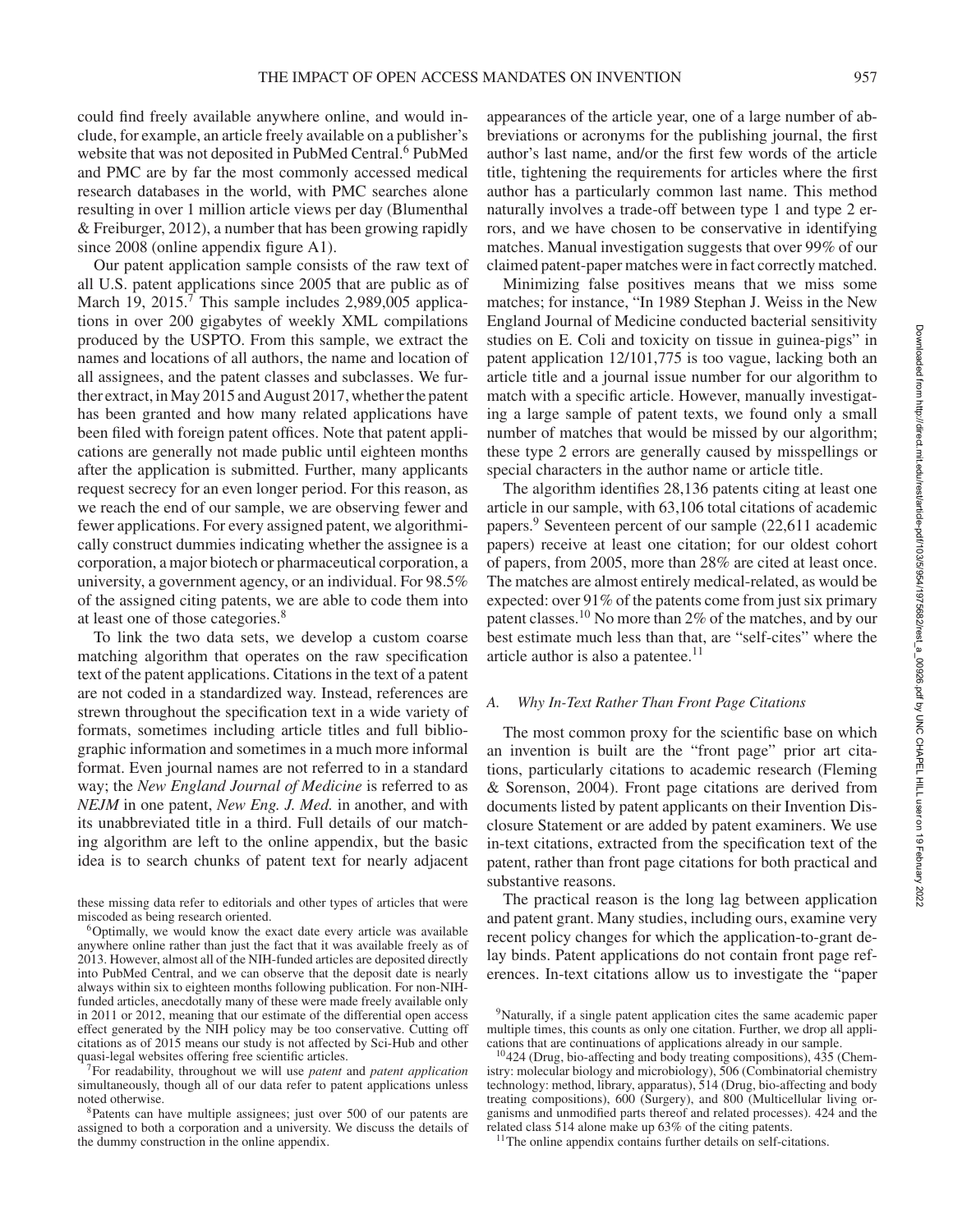could find freely available anywhere online, and would include, for example, an article freely available on a publisher's website that was not deposited in PubMed Central.[6] PubMed and PMC are by far the most commonly accessed medical research databases in the world, with PMC searches alone resulting in over 1 million article views per day (Blumenthal & Freiburger, 2012), a number that has been growing rapidly since 2008 (online appendix figure A1).

Our patent application sample consists of the raw text of all U.S. patent applications since 2005 that are public as of March 19, 2015.[7] This sample includes 2,989,005 applications in over 200 gigabytes of weekly XML compilations produced by the USPTO. From this sample, we extract the names and locations of all authors, the name and location of all assignees, and the patent classes and subclasses. We further extract, in May 2015 and August 2017, whether the patent has been granted and how many related applications have been filed with foreign patent offices. Note that patent applications are generally not made public until eighteen months after the application is submitted. Further, many applicants request secrecy for an even longer period. For this reason, as we reach the end of our sample, we are observing fewer and fewer applications. For every assigned patent, we algorithmically construct dummies indicating whether the assignee is a corporation, a major biotech or pharmaceutical corporation, a university, a government agency, or an individual. For 98.5% of the assigned citing patents, we are able to code them into at least one of those categories.[8]

To link the two data sets, we develop a custom coarse matching algorithm that operates on the raw specification text of the patent applications. Citations in the text of a patent are not coded in a standardized way. Instead, references are strewn throughout the specification text in a wide variety of formats, sometimes including article titles and full bibliographic information and sometimes in a much more informal format. Even journal names are not referred to in a standard way; the *New England Journal of Medicine* is referred to as *NEJM* in one patent, *New Eng. J. Med.* in another, and with its unabbreviated title in a third. Full details of our matching algorithm are left to the online appendix, but the basic idea is to search chunks of patent text for nearly adjacent appearances of the article year, one of a large number of abbreviations or acronyms for the publishing journal, the first author's last name, and/or the first few words of the article title, tightening the requirements for articles where the first author has a particularly common last name. This method naturally involves a trade-off between type 1 and type 2 errors, and we have chosen to be conservative in identifying matches. Manual investigation suggests that over 99% of our claimed patent-paper matches were in fact correctly matched.

Minimizing false positives means that we miss some matches; for instance, "In 1989 Stephan J. Weiss in the New England Journal of Medicine conducted bacterial sensitivity studies on E. Coli and toxicity on tissue in guinea-pigs" in patent application 12/101,775 is too vague, lacking both an article title and a journal issue number for our algorithm to match with a specific article. However, manually investigating a large sample of patent texts, we found only a small number of matches that would be missed by our algorithm; these type 2 errors are generally caused by misspellings or special characters in the author name or article title.

The algorithm identifies 28,136 patents citing at least one article in our sample, with 63,106 total citations of academic papers.[9] Seventeen percent of our sample (22,611 academic papers) receive at least one citation; for our oldest cohort of papers, from 2005, more than 28% are cited at least once. The matches are almost entirely medical-related, as would be expected: over 91% of the patents come from just six primary patent classes.[10] No more than 2% of the matches, and by our best estimate much less than that, are "self-cites" where the article author is also a patentee.[11]

### A. Why In-Text Rather Than Front Page Citations

The most common proxy for the scientific base on which an invention is built are the "front page" prior art citations, particularly citations to academic research (Fleming & Sorenson, 2004). Front page citations are derived from documents listed by patent applicants on their Invention Disclosure Statement or are added by patent examiners. We use in-text citations, extracted from the specification text of the patent, rather than front page citations for both practical and substantive reasons.

The practical reason is the long lag between application and patent grant. Many studies, including ours, examine very recent policy changes for which the application-to-grant delay binds. Patent applications do not contain front page references. In-text citations allow us to investigate the "paper

---

these missing data refer to editorials and other types of articles that were miscoded as being research oriented.

[6] Optimally, we would know the exact date every article was available anywhere online rather than just the fact that it was available freely as of 2013. However, almost all of the NIH-funded articles are deposited directly into PubMed Central, and we can observe that the deposit date is nearly always within six to eighteen months following publication. For non-NIH-funded articles, anecdotally many of these were made freely available only in 2011 or 2012, meaning that our estimate of the differential open access effect generated by the NIH policy may be too conservative. Cutting off citations as of 2015 means our study is not affected by Sci-Hub and other quasi-legal websites offering free scientific articles.

[7] For readability, throughout we will use *patent* and *patent application* simultaneously, though all of our data refer to patent applications unless noted otherwise.

[8] Patents can have multiple assignees; just over 500 of our patents are assigned to both a corporation and a university. We discuss the details of the dummy construction in the online appendix.

[9] Naturally, if a single patent application cites the same academic paper multiple times, this counts as only one citation. Further, we drop all applications that are continuations of applications already in our sample.

[10] 424 (Drug, bio-affecting and body treating compositions), 435 (Chemistry: molecular biology and microbiology), 506 (Combinatorial chemistry technology: method, library, apparatus), 514 (Drug, bio-affecting and body treating compositions), 600 (Surgery), and 800 (Multicellular living organisms and unmodified parts thereof and related processes). 424 and the related class 514 alone make up 63% of the citing patents.

[11] The online appendix contains further details on self-citations.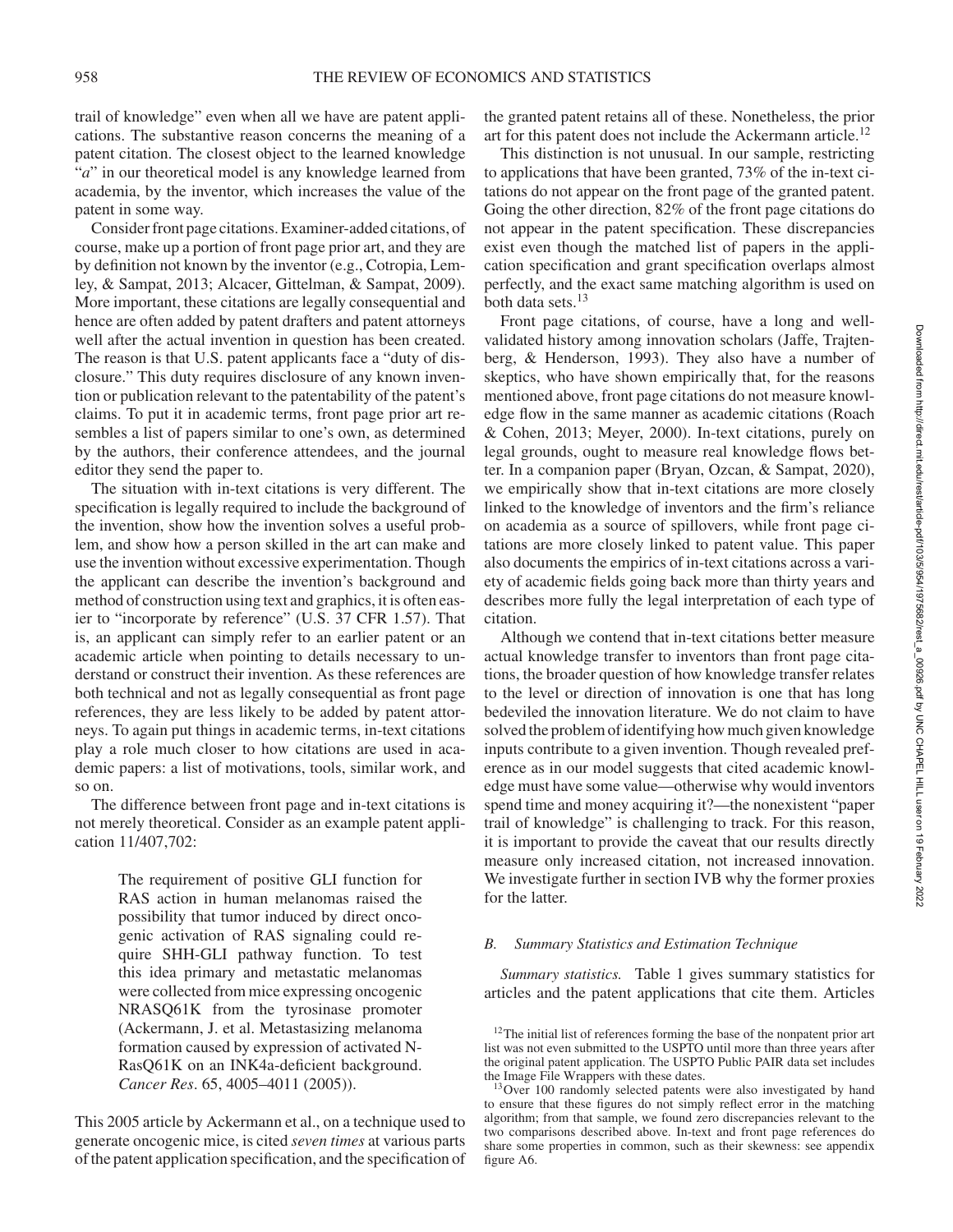trail of knowledge" even when all we have are patent applications. The substantive reason concerns the meaning of a patent citation. The closest object to the learned knowledge "$a$" in our theoretical model is any knowledge learned from academia, by the inventor, which increases the value of the patent in some way.

Consider front page citations. Examiner-added citations, of course, make up a portion of front page prior art, and they are by definition not known by the inventor (e.g., Cotropia, Lemley, & Sampat, 2013; Alcacer, Gittelman, & Sampat, 2009). More important, these citations are legally consequential and hence are often added by patent drafters and patent attorneys well after the actual invention in question has been created. The reason is that U.S. patent applicants face a "duty of disclosure." This duty requires disclosure of any known invention or publication relevant to the patentability of the patent's claims. To put it in academic terms, front page prior art resembles a list of papers similar to one's own, as determined by the authors, their conference attendees, and the journal editor they send the paper to.

The situation with in-text citations is very different. The specification is legally required to include the background of the invention, show how the invention solves a useful problem, and show how a person skilled in the art can make and use the invention without excessive experimentation. Though the applicant can describe the invention's background and method of construction using text and graphics, it is often easier to "incorporate by reference" (U.S. 37 CFR 1.57). That is, an applicant can simply refer to an earlier patent or an academic article when pointing to details necessary to understand or construct their invention. As these references are both technical and not as legally consequential as front page references, they are less likely to be added by patent attorneys. To again put things in academic terms, in-text citations play a role much closer to how citations are used in academic papers: a list of motivations, tools, similar work, and so on.

The difference between front page and in-text citations is not merely theoretical. Consider as an example patent application 11/407,702:

> The requirement of positive GLI function for RAS action in human melanomas raised the possibility that tumor induced by direct oncogenic activation of RAS signaling could require SHH-GLI pathway function. To test this idea primary and metastatic melanomas were collected from mice expressing oncogenic NRASQ61K from the tyrosinase promoter (Ackermann, J. et al. Metastasizing melanoma formation caused by expression of activated N-RasQ61K on an INK4a-deficient background. *Cancer Res*. 65, 4005–4011 (2005)).

This 2005 article by Ackermann et al., on a technique used to generate oncogenic mice, is cited *seven times* at various parts of the patent application specification, and the specification of the granted patent retains all of these. Nonetheless, the prior art for this patent does not include the Ackermann article.[12]

This distinction is not unusual. In our sample, restricting to applications that have been granted, 73% of the in-text citations do not appear on the front page of the granted patent. Going the other direction, 82% of the front page citations do not appear in the patent specification. These discrepancies exist even though the matched list of papers in the application specification and grant specification overlaps almost perfectly, and the exact same matching algorithm is used on both data sets.[13]

Front page citations, of course, have a long and well-validated history among innovation scholars (Jaffe, Trajtenberg, & Henderson, 1993). They also have a number of skeptics, who have shown empirically that, for the reasons mentioned above, front page citations do not measure knowledge flow in the same manner as academic citations (Roach & Cohen, 2013; Meyer, 2000). In-text citations, purely on legal grounds, ought to measure real knowledge flows better. In a companion paper (Bryan, Ozcan, & Sampat, 2020), we empirically show that in-text citations are more closely linked to the knowledge of inventors and the firm's reliance on academia as a source of spillovers, while front page citations are more closely linked to patent value. This paper also documents the empirics of in-text citations across a variety of academic fields going back more than thirty years and describes more fully the legal interpretation of each type of citation.

Although we contend that in-text citations better measure actual knowledge transfer to inventors than front page citations, the broader question of how knowledge transfer relates to the level or direction of innovation is one that has long bedeviled the innovation literature. We do not claim to have solved the problem of identifying how much given knowledge inputs contribute to a given invention. Though revealed preference as in our model suggests that cited academic knowledge must have some value—otherwise why would inventors spend time and money acquiring it?—the nonexistent "paper trail of knowledge" is challenging to track. For this reason, it is important to provide the caveat that our results directly measure only increased citation, not increased innovation. We investigate further in section IVB why the former proxies for the latter.

### *B. Summary Statistics and Estimation Technique*

*Summary statistics.* Table 1 gives summary statistics for articles and the patent applications that cite them. Articles

[12] The initial list of references forming the base of the nonpatent prior art list was not even submitted to the USPTO until more than three years after the original patent application. The USPTO Public PAIR data set includes the Image File Wrappers with these dates.

[13] Over 100 randomly selected patents were also investigated by hand to ensure that these figures do not simply reflect error in the matching algorithm; from that sample, we found zero discrepancies relevant to the two comparisons described above. In-text and front page references do share some properties in common, such as their skewness: see appendix figure A6.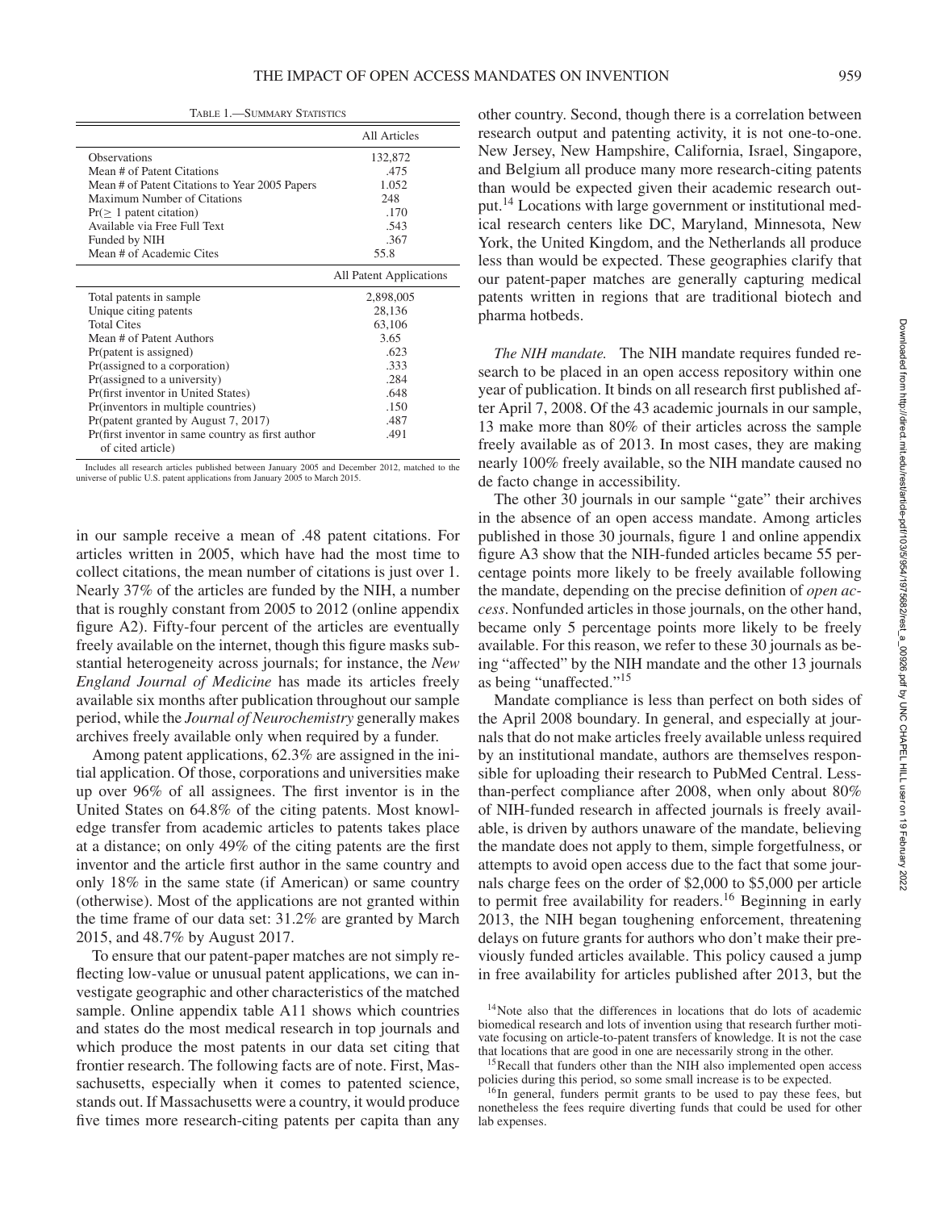Table 1.—Summary Statistics

| | All Articles |
|---|---|
| Observations | 132,872 |
| Mean # of Patent Citations | .475 |
| Mean # of Patent Citations to Year 2005 Papers | 1.052 |
| Maximum Number of Citations | 248 |
| Pr(≥ 1 patent citation) | .170 |
| Available via Free Full Text | .543 |
| Funded by NIH | .367 |
| Mean # of Academic Cites | 55.8 |
| | **All Patent Applications** |
| Total patents in sample | 2,898,005 |
| Unique citing patents | 28,136 |
| Total Cites | 63,106 |
| Mean # of Patent Authors | 3.65 |
| Pr(patent is assigned) | .623 |
| Pr(assigned to a corporation) | .333 |
| Pr(assigned to a university) | .284 |
| Pr(first inventor in United States) | .648 |
| Pr(inventors in multiple countries) | .150 |
| Pr(patent granted by August 7, 2017) | .487 |
| Pr(first inventor in same country as first author of cited article) | .491 |

Includes all research articles published between January 2005 and December 2012, matched to the universe of public U.S. patent applications from January 2005 to March 2015.

in our sample receive a mean of .48 patent citations. For articles written in 2005, which have had the most time to collect citations, the mean number of citations is just over 1. Nearly 37% of the articles are funded by the NIH, a number that is roughly constant from 2005 to 2012 (online appendix figure A2). Fifty-four percent of the articles are eventually freely available on the internet, though this figure masks substantial heterogeneity across journals; for instance, the *New England Journal of Medicine* has made its articles freely available six months after publication throughout our sample period, while the *Journal of Neurochemistry* generally makes archives freely available only when required by a funder.

Among patent applications, 62.3% are assigned in the initial application. Of those, corporations and universities make up over 96% of all assignees. The first inventor is in the United States on 64.8% of the citing patents. Most knowledge transfer from academic articles to patents takes place at a distance; on only 49% of the citing patents are the first inventor and the article first author in the same country and only 18% in the same state (if American) or same country (otherwise). Most of the applications are not granted within the time frame of our data set: 31.2% are granted by March 2015, and 48.7% by August 2017.

To ensure that our patent-paper matches are not simply reflecting low-value or unusual patent applications, we can investigate geographic and other characteristics of the matched sample. Online appendix table A11 shows which countries and states do the most medical research in top journals and which produce the most patents in our data set citing that frontier research. The following facts are of note. First, Massachusetts, especially when it comes to patented science, stands out. If Massachusetts were a country, it would produce five times more research-citing patents per capita than any other country. Second, though there is a correlation between research output and patenting activity, it is not one-to-one. New Jersey, New Hampshire, California, Israel, Singapore, and Belgium all produce many more research-citing patents than would be expected given their academic research output.[14] Locations with large government or institutional medical research centers like DC, Maryland, Minnesota, New York, the United Kingdom, and the Netherlands all produce less than would be expected. These geographies clarify that our patent-paper matches are generally capturing medical patents written in regions that are traditional biotech and pharma hotbeds.

*The NIH mandate.* The NIH mandate requires funded research to be placed in an open access repository within one year of publication. It binds on all research first published after April 7, 2008. Of the 43 academic journals in our sample, 13 make more than 80% of their articles across the sample freely available as of 2013. In most cases, they are making nearly 100% freely available, so the NIH mandate caused no de facto change in accessibility.

The other 30 journals in our sample "gate" their archives in the absence of an open access mandate. Among articles published in those 30 journals, figure 1 and online appendix figure A3 show that the NIH-funded articles became 55 percentage points more likely to be freely available following the mandate, depending on the precise definition of *open access*. Nonfunded articles in those journals, on the other hand, became only 5 percentage points more likely to be freely available. For this reason, we refer to these 30 journals as being "affected" by the NIH mandate and the other 13 journals as being "unaffected."[15]

Mandate compliance is less than perfect on both sides of the April 2008 boundary. In general, and especially at journals that do not make articles freely available unless required by an institutional mandate, authors are themselves responsible for uploading their research to PubMed Central. Less-than-perfect compliance after 2008, when only about 80% of NIH-funded research in affected journals is freely available, is driven by authors unaware of the mandate, believing the mandate does not apply to them, simple forgetfulness, or attempts to avoid open access due to the fact that some journals charge fees on the order of $2,000 to $5,000 per article to permit free availability for readers.[16] Beginning in early 2013, the NIH began toughening enforcement, threatening delays on future grants for authors who don't make their previously funded articles available. This policy caused a jump in free availability for articles published after 2013, but the

[14] Note also that the differences in locations that do lots of academic biomedical research and lots of invention using that research further motivate focusing on article-to-patent transfers of knowledge. It is not the case that locations that are good in one are necessarily strong in the other.

[15] Recall that funders other than the NIH also implemented open access policies during this period, so some small increase is to be expected.

[16] In general, funders permit grants to be used to pay these fees, but nonetheless the fees require diverting funds that could be used for other lab expenses.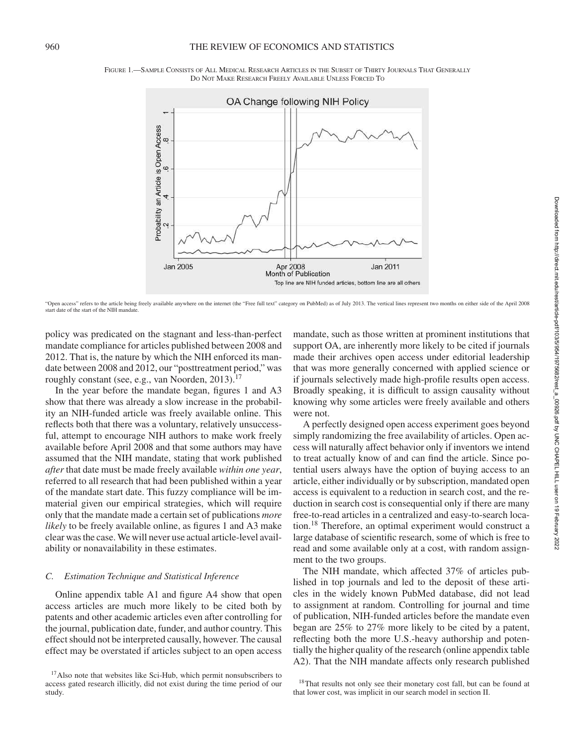FIGURE 1.—SAMPLE CONSISTS OF ALL MEDICAL RESEARCH ARTICLES IN THE SUBSET OF THIRTY JOURNALS THAT GENERALLY DO NOT MAKE RESEARCH FREELY AVAILABLE UNLESS FORCED TO

"Open access" refers to the article being freely available anywhere on the internet (the "Free full text" category on PubMed) as of July 2013. The vertical lines represent two months on either side of the April 2008 start date of the start of the NIH mandate.

policy was predicated on the stagnant and less-than-perfect mandate compliance for articles published between 2008 and 2012. That is, the nature by which the NIH enforced its mandate between 2008 and 2012, our "posttreatment period," was roughly constant (see, e.g., van Noorden, 2013).[17]

In the year before the mandate began, figures 1 and A3 show that there was already a slow increase in the probability an NIH-funded article was freely available online. This reflects both that there was a voluntary, relatively unsuccessful, attempt to encourage NIH authors to make work freely available before April 2008 and that some authors may have assumed that the NIH mandate, stating that work published *after* that date must be made freely available *within one year*, referred to all research that had been published within a year of the mandate start date. This fuzzy compliance will be immaterial given our empirical strategies, which will require only that the mandate made a certain set of publications *more likely* to be freely available online, as figures 1 and A3 make clear was the case. We will never use actual article-level availability or nonavailability in these estimates.

### C. Estimation Technique and Statistical Inference

Online appendix table A1 and figure A4 show that open access articles are much more likely to be cited both by patents and other academic articles even after controlling for the journal, publication date, funder, and author country. This effect should not be interpreted causally, however. The causal effect may be overstated if articles subject to an open access mandate, such as those written at prominent institutions that support OA, are inherently more likely to be cited if journals made their archives open access under editorial leadership that was more generally concerned with applied science or if journals selectively made high-profile results open access. Broadly speaking, it is difficult to assign causality without knowing why some articles were freely available and others were not.

A perfectly designed open access experiment goes beyond simply randomizing the free availability of articles. Open access will naturally affect behavior only if inventors we intend to treat actually know of and can find the article. Since potential users always have the option of buying access to an article, either individually or by subscription, mandated open access is equivalent to a reduction in search cost, and the reduction in search cost is consequential only if there are many free-to-read articles in a centralized and easy-to-search location.[18] Therefore, an optimal experiment would construct a large database of scientific research, some of which is free to read and some available only at a cost, with random assignment to the two groups.

The NIH mandate, which affected 37% of articles published in top journals and led to the deposit of these articles in the widely known PubMed database, did not lead to assignment at random. Controlling for journal and time of publication, NIH-funded articles before the mandate even began are 25% to 27% more likely to be cited by a patent, reflecting both the more U.S.-heavy authorship and potentially the higher quality of the research (online appendix table A2). That the NIH mandate affects only research published

[17] Also note that websites like Sci-Hub, which permit nonsubscribers to access gated research illicitly, did not exist during the time period of our study.

[18] That results not only see their monetary cost fall, but can be found at that lower cost, was implicit in our search model in section II.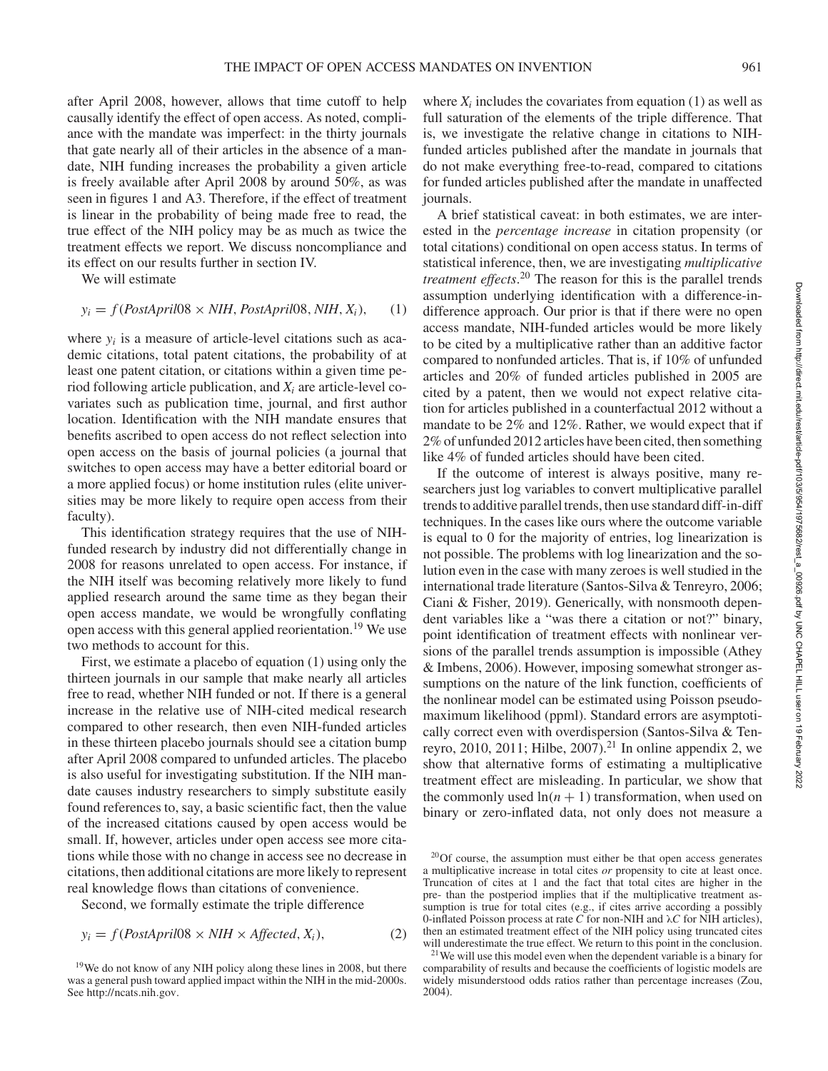after April 2008, however, allows that time cutoff to help causally identify the effect of open access. As noted, compliance with the mandate was imperfect: in the thirty journals that gate nearly all of their articles in the absence of a mandate, NIH funding increases the probability a given article is freely available after April 2008 by around 50%, as was seen in figures 1 and A3. Therefore, if the effect of treatment is linear in the probability of being made free to read, the true effect of the NIH policy may be as much as twice the treatment effects we report. We discuss noncompliance and its effect on our results further in section IV.

We will estimate

$$y_i = f(PostApril08 \times NIH, PostApril08, NIH, X_i), \qquad (1)$$

where $y_i$ is a measure of article-level citations such as academic citations, total patent citations, the probability of at least one patent citation, or citations within a given time period following article publication, and $X_i$ are article-level covariates such as publication time, journal, and first author location. Identification with the NIH mandate ensures that benefits ascribed to open access do not reflect selection into open access on the basis of journal policies (a journal that switches to open access may have a better editorial board or a more applied focus) or home institution rules (elite universities may be more likely to require open access from their faculty).

This identification strategy requires that the use of NIH-funded research by industry did not differentially change in 2008 for reasons unrelated to open access. For instance, if the NIH itself was becoming relatively more likely to fund applied research around the same time as they began their open access mandate, we would be wrongfully conflating open access with this general applied reorientation.[19] We use two methods to account for this.

First, we estimate a placebo of equation (1) using only the thirteen journals in our sample that make nearly all articles free to read, whether NIH funded or not. If there is a general increase in the relative use of NIH-cited medical research compared to other research, then even NIH-funded articles in these thirteen placebo journals should see a citation bump after April 2008 compared to unfunded articles. The placebo is also useful for investigating substitution. If the NIH mandate causes industry researchers to simply substitute easily found references to, say, a basic scientific fact, then the value of the increased citations caused by open access would be small. If, however, articles under open access see more citations while those with no change in access see no decrease in citations, then additional citations are more likely to represent real knowledge flows than citations of convenience.

Second, we formally estimate the triple difference

$$y_i = f(PostApril08 \times NIH \times Affected, X_i), \qquad (2)$$

where $X_i$ includes the covariates from equation (1) as well as full saturation of the elements of the triple difference. That is, we investigate the relative change in citations to NIH-funded articles published after the mandate in journals that do not make everything free-to-read, compared to citations for funded articles published after the mandate in unaffected journals.

A brief statistical caveat: in both estimates, we are interested in the *percentage increase* in citation propensity (or total citations) conditional on open access status. In terms of statistical inference, then, we are investigating *multiplicative treatment effects*.[20] The reason for this is the parallel trends assumption underlying identification with a difference-in-difference approach. Our prior is that if there were no open access mandate, NIH-funded articles would be more likely to be cited by a multiplicative rather than an additive factor compared to nonfunded articles. That is, if 10% of unfunded articles and 20% of funded articles published in 2005 are cited by a patent, then we would not expect relative citation for articles published in a counterfactual 2012 without a mandate to be 2% and 12%. Rather, we would expect that if 2% of unfunded 2012 articles have been cited, then something like 4% of funded articles should have been cited.

If the outcome of interest is always positive, many researchers just log variables to convert multiplicative parallel trends to additive parallel trends, then use standard diff-in-diff techniques. In the cases like ours where the outcome variable is equal to 0 for the majority of entries, log linearization is not possible. The problems with log linearization and the solution even in the case with many zeroes is well studied in the international trade literature (Santos-Silva & Tenreyro, 2006; Ciani & Fisher, 2019). Generically, with nonsmooth dependent variables like a "was there a citation or not?" binary, point identification of treatment effects with nonlinear versions of the parallel trends assumption is impossible (Athey & Imbens, 2006). However, imposing somewhat stronger assumptions on the nature of the link function, coefficients of the nonlinear model can be estimated using Poisson pseudo-maximum likelihood (ppml). Standard errors are asymptotically correct even with overdispersion (Santos-Silva & Tenreyro, 2010, 2011; Hilbe, 2007).[21] In online appendix 2, we show that alternative forms of estimating a multiplicative treatment effect are misleading. In particular, we show that the commonly used $\ln(n + 1)$ transformation, when used on binary or zero-inflated data, not only does not measure a

[19] We do not know of any NIH policy along these lines in 2008, but there was a general push toward applied impact within the NIH in the mid-2000s. See http://ncats.nih.gov.

[20] Of course, the assumption must either be that open access generates a multiplicative increase in total cites *or* propensity to cite at least once. Truncation of cites at 1 and the fact that total cites are higher in the pre- than the postperiod implies that if the multiplicative treatment assumption is true for total cites (e.g., if cites arrive according a possibly 0-inflated Poisson process at rate $C$ for non-NIH and $\lambda C$ for NIH articles), then an estimated treatment effect of the NIH policy using truncated cites will underestimate the true effect. We return to this point in the conclusion.

[21] We will use this model even when the dependent variable is a binary for comparability of results and because the coefficients of logistic models are widely misunderstood odds ratios rather than percentage increases (Zou, 2004).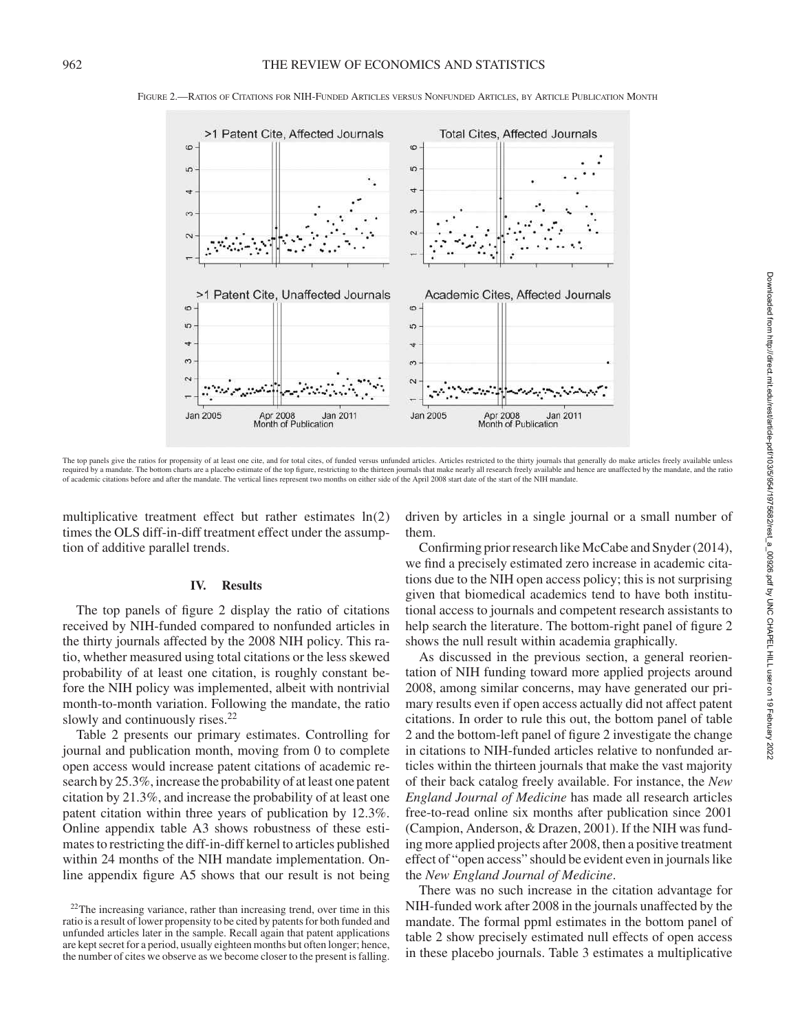FIGURE 2.—RATIOS OF CITATIONS FOR NIH-FUNDED ARTICLES VERSUS NONFUNDED ARTICLES, BY ARTICLE PUBLICATION MONTH

The top panels give the ratios for propensity of at least one cite, and for total cites, of funded versus unfunded articles. Articles restricted to the thirty journals that generally do make articles freely available unless required by a mandate. The bottom charts are a placebo estimate of the top figure, restricting to the thirteen journals that make nearly all research freely available and hence are unaffected by the mandate, and the ratio of academic citations before and after the mandate. The vertical lines represent two months on either side of the April 2008 start date of the start of the NIH mandate.

multiplicative treatment effect but rather estimates $\ln(2)$ times the OLS diff-in-diff treatment effect under the assumption of additive parallel trends.

## IV. Results

The top panels of figure 2 display the ratio of citations received by NIH-funded compared to nonfunded articles in the thirty journals affected by the 2008 NIH policy. This ratio, whether measured using total citations or the less skewed probability of at least one citation, is roughly constant before the NIH policy was implemented, albeit with nontrivial month-to-month variation. Following the mandate, the ratio slowly and continuously rises.[22]

Table 2 presents our primary estimates. Controlling for journal and publication month, moving from 0 to complete open access would increase patent citations of academic research by 25.3%, increase the probability of at least one patent citation by 21.3%, and increase the probability of at least one patent citation within three years of publication by 12.3%. Online appendix table A3 shows robustness of these estimates to restricting the diff-in-diff kernel to articles published within 24 months of the NIH mandate implementation. Online appendix figure A5 shows that our result is not being driven by articles in a single journal or a small number of them.

Confirming prior research like McCabe and Snyder (2014), we find a precisely estimated zero increase in academic citations due to the NIH open access policy; this is not surprising given that biomedical academics tend to have both institutional access to journals and competent research assistants to help search the literature. The bottom-right panel of figure 2 shows the null result within academia graphically.

As discussed in the previous section, a general reorientation of NIH funding toward more applied projects around 2008, among similar concerns, may have generated our primary results even if open access actually did not affect patent citations. In order to rule this out, the bottom panel of table 2 and the bottom-left panel of figure 2 investigate the change in citations to NIH-funded articles relative to nonfunded articles within the thirteen journals that make the vast majority of their back catalog freely available. For instance, the *New England Journal of Medicine* has made all research articles free-to-read online six months after publication since 2001 (Campion, Anderson, & Drazen, 2001). If the NIH was funding more applied projects after 2008, then a positive treatment effect of "open access" should be evident even in journals like the *New England Journal of Medicine*.

There was no such increase in the citation advantage for NIH-funded work after 2008 in the journals unaffected by the mandate. The formal ppml estimates in the bottom panel of table 2 show precisely estimated null effects of open access in these placebo journals. Table 3 estimates a multiplicative

[22] The increasing variance, rather than increasing trend, over time in this ratio is a result of lower propensity to be cited by patents for both funded and unfunded articles later in the sample. Recall again that patent applications are kept secret for a period, usually eighteen months but often longer; hence, the number of cites we observe as we become closer to the present is falling.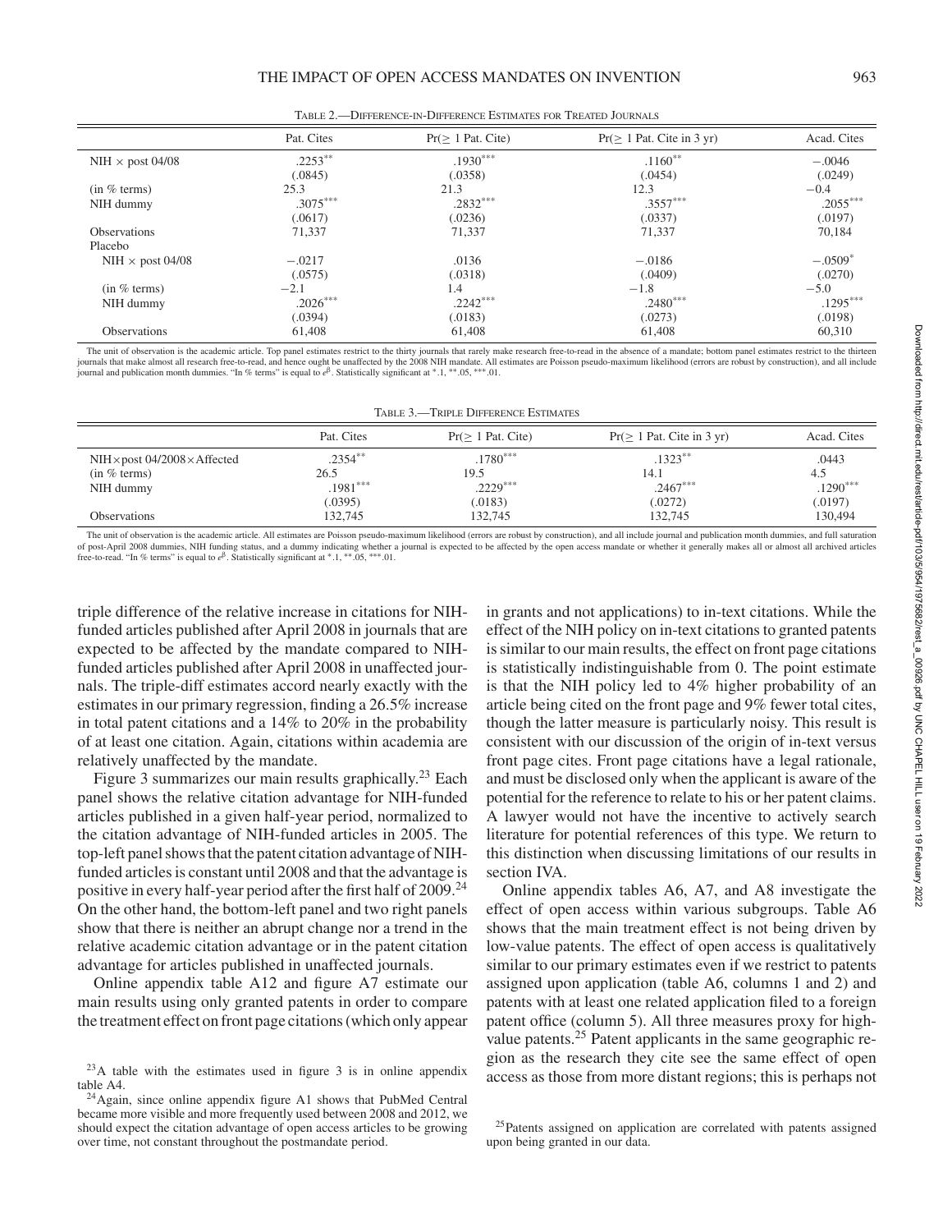TABLE 2.—DIFFERENCE-IN-DIFFERENCE ESTIMATES FOR TREATED JOURNALS

| | Pat. Cites | Pr(≥ 1 Pat. Cite) | Pr(≥ 1 Pat. Cite in 3 yr) | Acad. Cites |
|---|---|---|---|---|
| NIH × post 04/08 | .2253** | .1930*** | .1160** | −.0046 |
| | (.0845) | (.0358) | (.0454) | (.0249) |
| (in % terms) | 25.3 | 21.3 | 12.3 | −0.4 |
| NIH dummy | .3075*** | .2832*** | .3557*** | .2055*** |
| | (.0617) | (.0236) | (.0337) | (.0197) |
| Observations | 71,337 | 71,337 | 71,337 | 70,184 |
| Placebo | | | | |
| NIH × post 04/08 | −.0217 | .0136 | −.0186 | −.0509* |
| | (.0575) | (.0318) | (.0409) | (.0270) |
| (in % terms) | −2.1 | 1.4 | −1.8 | −5.0 |
| NIH dummy | .2026*** | .2242*** | .2480*** | .1295*** |
| | (.0394) | (.0183) | (.0273) | (.0198) |
| Observations | 61,408 | 61,408 | 61,408 | 60,310 |

The unit of observation is the academic article. Top panel estimates restrict to the thirty journals that rarely make research free-to-read in the absence of a mandate; bottom panel estimates restrict to the thirteen journals that make almost all research free-to-read, and hence ought be unaffected by the 2008 NIH mandate. All estimates are Poisson pseudo-maximum likelihood (errors are robust by construction), and all include journal and publication month dummies. "In % terms" is equal to $e^{\beta}$. Statistically significant at *.1, **.05, ***.01.

TABLE 3.—TRIPLE DIFFERENCE ESTIMATES

| | Pat. Cites | Pr(≥ 1 Pat. Cite) | Pr(≥ 1 Pat. Cite in 3 yr) | Acad. Cites |
|---|---|---|---|---|
| NIH×post 04/2008×Affected | .2354** | .1780*** | .1323** | .0443 |
| (in % terms) | 26.5 | 19.5 | 14.1 | 4.5 |
| NIH dummy | .1981*** | .2229*** | .2467*** | .1290*** |
| | (.0395) | (.0183) | (.0272) | (.0197) |
| Observations | 132,745 | 132,745 | 132,745 | 130,494 |

The unit of observation is the academic article. All estimates are Poisson pseudo-maximum likelihood (errors are robust by construction), and all include journal and publication month dummies, and full saturation of post-April 2008 dummies, NIH funding status, and a dummy indicating whether a journal is expected to be affected by the open access mandate or whether it generally makes all or almost all archived articles free-to-read. "In % terms" is equal to $e^{\beta}$. Statistically significant at *.1, **.05, ***.01.

triple difference of the relative increase in citations for NIH-funded articles published after April 2008 in journals that are expected to be affected by the mandate compared to NIH-funded articles published after April 2008 in unaffected journals. The triple-diff estimates accord nearly exactly with the estimates in our primary regression, finding a 26.5% increase in total patent citations and a 14% to 20% in the probability of at least one citation. Again, citations within academia are relatively unaffected by the mandate.

Figure 3 summarizes our main results graphically.[23] Each panel shows the relative citation advantage for NIH-funded articles published in a given half-year period, normalized to the citation advantage of NIH-funded articles in 2005. The top-left panel shows that the patent citation advantage of NIH-funded articles is constant until 2008 and that the advantage is positive in every half-year period after the first half of 2009.[24] On the other hand, the bottom-left panel and two right panels show that there is neither an abrupt change nor a trend in the relative academic citation advantage or in the patent citation advantage for articles published in unaffected journals.

Online appendix table A12 and figure A7 estimate our main results using only granted patents in order to compare the treatment effect on front page citations (which only appear in grants and not applications) to in-text citations. While the effect of the NIH policy on in-text citations to granted patents is similar to our main results, the effect on front page citations is statistically indistinguishable from 0. The point estimate is that the NIH policy led to 4% higher probability of an article being cited on the front page and 9% fewer total cites, though the latter measure is particularly noisy. This result is consistent with our discussion of the origin of in-text versus front page cites. Front page citations have a legal rationale, and must be disclosed only when the applicant is aware of the potential for the reference to relate to his or her patent claims. A lawyer would not have the incentive to actively search literature for potential references of this type. We return to this distinction when discussing limitations of our results in section IVA.

Online appendix tables A6, A7, and A8 investigate the effect of open access within various subgroups. Table A6 shows that the main treatment effect is not being driven by low-value patents. The effect of open access is qualitatively similar to our primary estimates even if we restrict to patents assigned upon application (table A6, columns 1 and 2) and patents with at least one related application filed to a foreign patent office (column 5). All three measures proxy for high-value patents.[25] Patent applicants in the same geographic region as the research they cite see the same effect of open access as those from more distant regions; this is perhaps not

[23] A table with the estimates used in figure 3 is in online appendix table A4.

[24] Again, since online appendix figure A1 shows that PubMed Central became more visible and more frequently used between 2008 and 2012, we should expect the citation advantage of open access articles to be growing over time, not constant throughout the postmandate period.

[25] Patents assigned on application are correlated with patents assigned upon being granted in our data.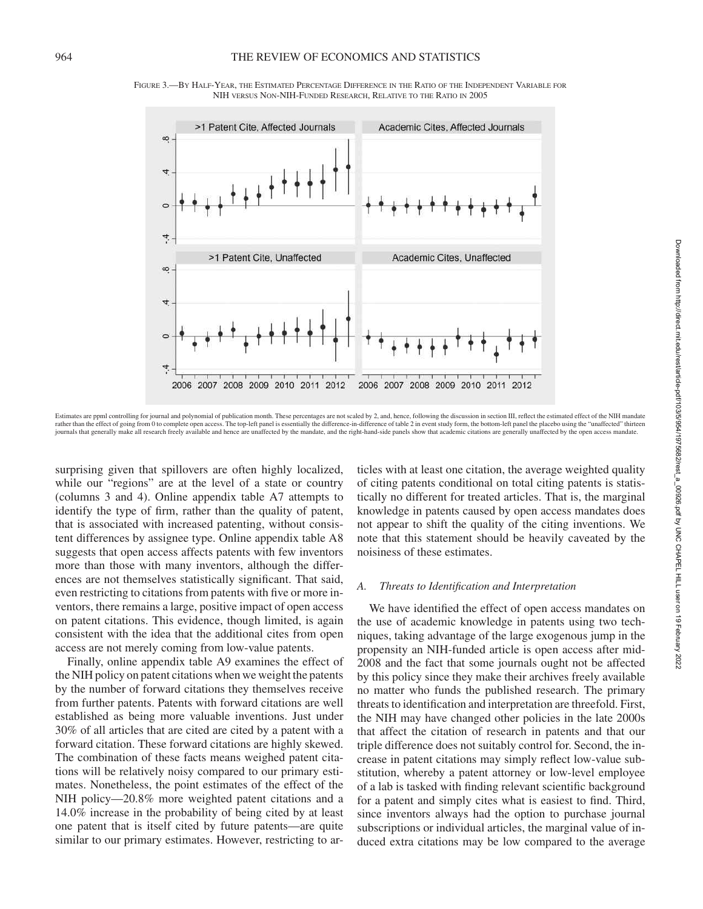FIGURE 3.—BY HALF-YEAR, THE ESTIMATED PERCENTAGE DIFFERENCE IN THE RATIO OF THE INDEPENDENT VARIABLE FOR NIH VERSUS NON-NIH-FUNDED RESEARCH, RELATIVE TO THE RATIO IN 2005

Estimates are ppml controlling for journal and polynomial of publication month. These percentages are not scaled by 2, and, hence, following the discussion in section III, reflect the estimated effect of the NIH mandate rather than the effect of going from 0 to complete open access. The top-left panel is essentially the difference-in-difference of table 2 in event study form, the bottom-left panel the placebo using the "unaffected" thirteen journals that generally make all research freely available and hence are unaffected by the mandate, and the right-hand-side panels show that academic citations are generally unaffected by the open access mandate.

surprising given that spillovers are often highly localized, while our "regions" are at the level of a state or country (columns 3 and 4). Online appendix table A7 attempts to identify the type of firm, rather than the quality of patent, that is associated with increased patenting, without consistent differences by assignee type. Online appendix table A8 suggests that open access affects patents with few inventors more than those with many inventors, although the differences are not themselves statistically significant. That said, even restricting to citations from patents with five or more inventors, there remains a large, positive impact of open access on patent citations. This evidence, though limited, is again consistent with the idea that the additional cites from open access are not merely coming from low-value patents.

Finally, online appendix table A9 examines the effect of the NIH policy on patent citations when we weight the patents by the number of forward citations they themselves receive from further patents. Patents with forward citations are well established as being more valuable inventions. Just under 30% of all articles that are cited are cited by a patent with a forward citation. These forward citations are highly skewed. The combination of these facts means weighed patent citations will be relatively noisy compared to our primary estimates. Nonetheless, the point estimates of the effect of the NIH policy—20.8% more weighted patent citations and a 14.0% increase in the probability of being cited by at least one patent that is itself cited by future patents—are quite similar to our primary estimates. However, restricting to articles with at least one citation, the average weighted quality of citing patents conditional on total citing patents is statistically no different for treated articles. That is, the marginal knowledge in patents caused by open access mandates does not appear to shift the quality of the citing inventions. We note that this statement should be heavily caveated by the noisiness of these estimates.

### A. *Threats to Identification and Interpretation*

We have identified the effect of open access mandates on the use of academic knowledge in patents using two techniques, taking advantage of the large exogenous jump in the propensity an NIH-funded article is open access after mid-2008 and the fact that some journals ought not be affected by this policy since they make their archives freely available no matter who funds the published research. The primary threats to identification and interpretation are threefold. First, the NIH may have changed other policies in the late 2000s that affect the citation of research in patents and that our triple difference does not suitably control for. Second, the increase in patent citations may simply reflect low-value substitution, whereby a patent attorney or low-level employee of a lab is tasked with finding relevant scientific background for a patent and simply cites what is easiest to find. Third, since inventors always had the option to purchase journal subscriptions or individual articles, the marginal value of induced extra citations may be low compared to the average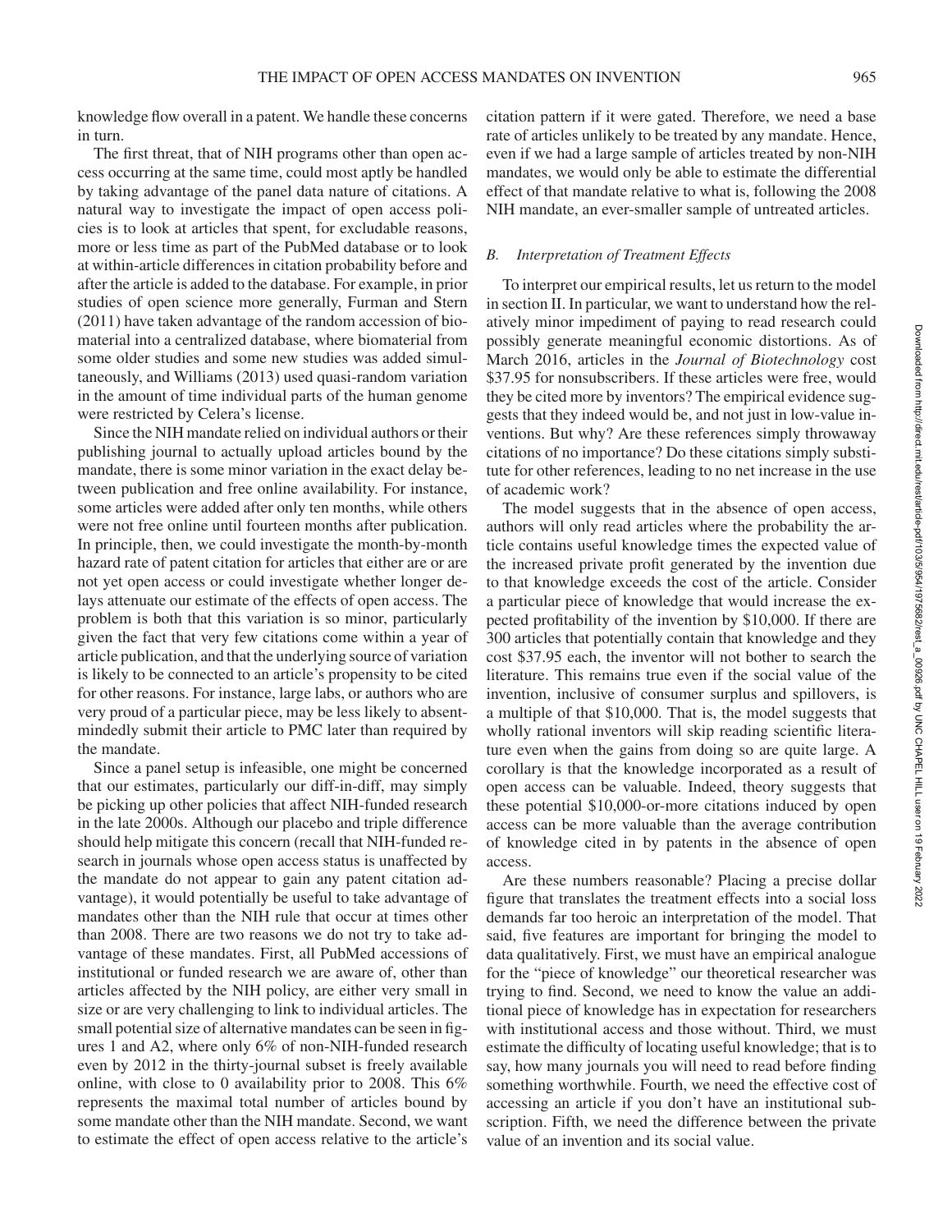knowledge flow overall in a patent. We handle these concerns in turn.

The first threat, that of NIH programs other than open access occurring at the same time, could most aptly be handled by taking advantage of the panel data nature of citations. A natural way to investigate the impact of open access policies is to look at articles that spent, for excludable reasons, more or less time as part of the PubMed database or to look at within-article differences in citation probability before and after the article is added to the database. For example, in prior studies of open science more generally, Furman and Stern (2011) have taken advantage of the random accession of biomaterial into a centralized database, where biomaterial from some older studies and some new studies was added simultaneously, and Williams (2013) used quasi-random variation in the amount of time individual parts of the human genome were restricted by Celera's license.

Since the NIH mandate relied on individual authors or their publishing journal to actually upload articles bound by the mandate, there is some minor variation in the exact delay between publication and free online availability. For instance, some articles were added after only ten months, while others were not free online until fourteen months after publication. In principle, then, we could investigate the month-by-month hazard rate of patent citation for articles that either are or are not yet open access or could investigate whether longer delays attenuate our estimate of the effects of open access. The problem is both that this variation is so minor, particularly given the fact that very few citations come within a year of article publication, and that the underlying source of variation is likely to be connected to an article's propensity to be cited for other reasons. For instance, large labs, or authors who are very proud of a particular piece, may be less likely to absentmindedly submit their article to PMC later than required by the mandate.

Since a panel setup is infeasible, one might be concerned that our estimates, particularly our diff-in-diff, may simply be picking up other policies that affect NIH-funded research in the late 2000s. Although our placebo and triple difference should help mitigate this concern (recall that NIH-funded research in journals whose open access status is unaffected by the mandate do not appear to gain any patent citation advantage), it would potentially be useful to take advantage of mandates other than the NIH rule that occur at times other than 2008. There are two reasons we do not try to take advantage of these mandates. First, all PubMed accessions of institutional or funded research we are aware of, other than articles affected by the NIH policy, are either very small in size or are very challenging to link to individual articles. The small potential size of alternative mandates can be seen in figures 1 and A2, where only 6% of non-NIH-funded research even by 2012 in the thirty-journal subset is freely available online, with close to 0 availability prior to 2008. This 6% represents the maximal total number of articles bound by some mandate other than the NIH mandate. Second, we want to estimate the effect of open access relative to the article's citation pattern if it were gated. Therefore, we need a base rate of articles unlikely to be treated by any mandate. Hence, even if we had a large sample of articles treated by non-NIH mandates, we would only be able to estimate the differential effect of that mandate relative to what is, following the 2008 NIH mandate, an ever-smaller sample of untreated articles.

### B. *Interpretation of Treatment Effects*

To interpret our empirical results, let us return to the model in section II. In particular, we want to understand how the relatively minor impediment of paying to read research could possibly generate meaningful economic distortions. As of March 2016, articles in the *Journal of Biotechnology* cost \$37.95 for nonsubscribers. If these articles were free, would they be cited more by inventors? The empirical evidence suggests that they indeed would be, and not just in low-value inventions. But why? Are these references simply throwaway citations of no importance? Do these citations simply substitute for other references, leading to no net increase in the use of academic work?

The model suggests that in the absence of open access, authors will only read articles where the probability the article contains useful knowledge times the expected value of the increased private profit generated by the invention due to that knowledge exceeds the cost of the article. Consider a particular piece of knowledge that would increase the expected profitability of the invention by \$10,000. If there are 300 articles that potentially contain that knowledge and they cost \$37.95 each, the inventor will not bother to search the literature. This remains true even if the social value of the invention, inclusive of consumer surplus and spillovers, is a multiple of that \$10,000. That is, the model suggests that wholly rational inventors will skip reading scientific literature even when the gains from doing so are quite large. A corollary is that the knowledge incorporated as a result of open access can be valuable. Indeed, theory suggests that these potential \$10,000-or-more citations induced by open access can be more valuable than the average contribution of knowledge cited in by patents in the absence of open access.

Are these numbers reasonable? Placing a precise dollar figure that translates the treatment effects into a social loss demands far too heroic an interpretation of the model. That said, five features are important for bringing the model to data qualitatively. First, we must have an empirical analogue for the "piece of knowledge" our theoretical researcher was trying to find. Second, we need to know the value an additional piece of knowledge has in expectation for researchers with institutional access and those without. Third, we must estimate the difficulty of locating useful knowledge; that is to say, how many journals you will need to read before finding something worthwhile. Fourth, we need the effective cost of accessing an article if you don't have an institutional subscription. Fifth, we need the difference between the private value of an invention and its social value.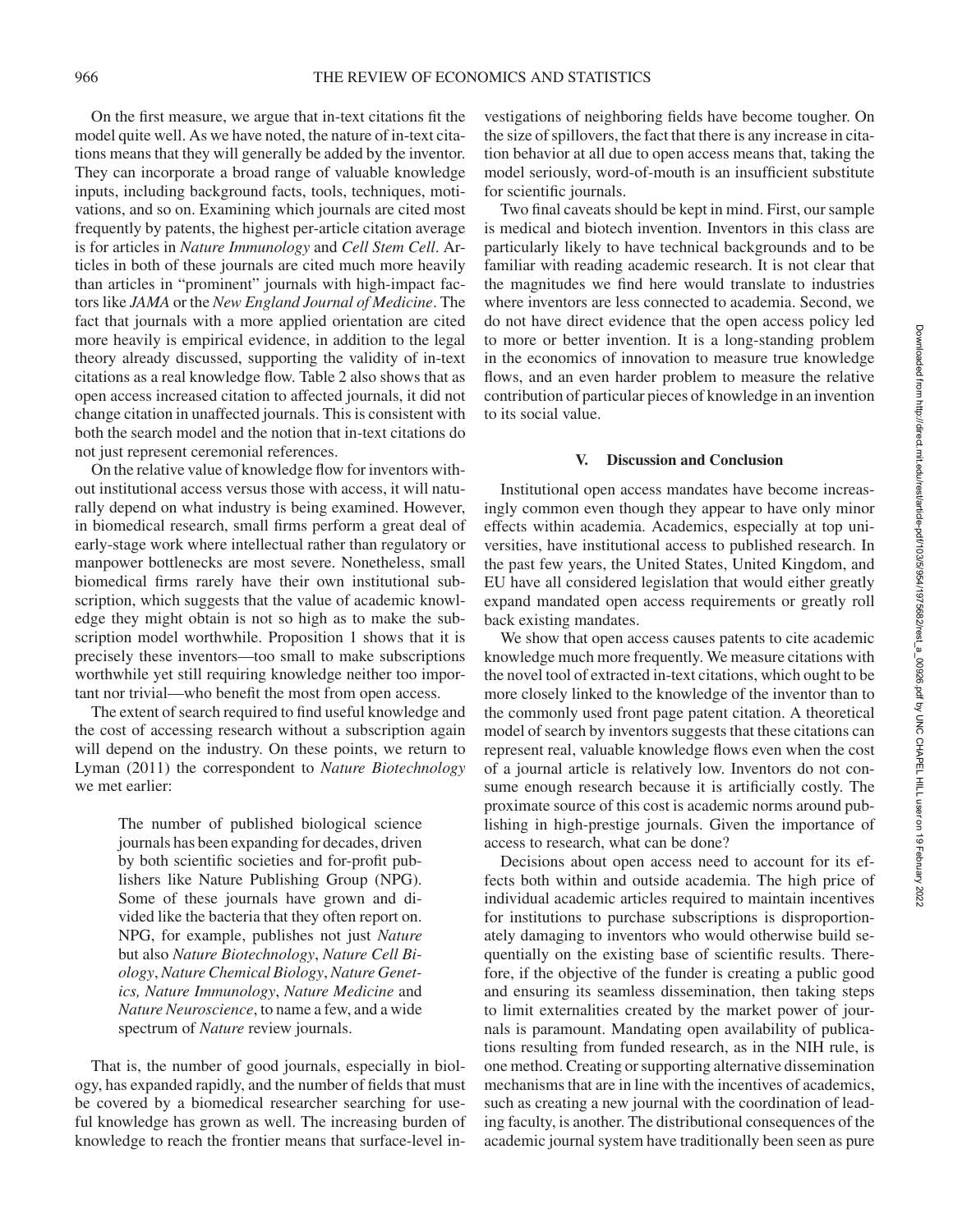On the first measure, we argue that in-text citations fit the model quite well. As we have noted, the nature of in-text citations means that they will generally be added by the inventor. They can incorporate a broad range of valuable knowledge inputs, including background facts, tools, techniques, motivations, and so on. Examining which journals are cited most frequently by patents, the highest per-article citation average is for articles in *Nature Immunology* and *Cell Stem Cell*. Articles in both of these journals are cited much more heavily than articles in "prominent" journals with high-impact factors like *JAMA* or the *New England Journal of Medicine*. The fact that journals with a more applied orientation are cited more heavily is empirical evidence, in addition to the legal theory already discussed, supporting the validity of in-text citations as a real knowledge flow. Table 2 also shows that as open access increased citation to affected journals, it did not change citation in unaffected journals. This is consistent with both the search model and the notion that in-text citations do not just represent ceremonial references.

On the relative value of knowledge flow for inventors without institutional access versus those with access, it will naturally depend on what industry is being examined. However, in biomedical research, small firms perform a great deal of early-stage work where intellectual rather than regulatory or manpower bottlenecks are most severe. Nonetheless, small biomedical firms rarely have their own institutional subscription, which suggests that the value of academic knowledge they might obtain is not so high as to make the subscription model worthwhile. Proposition 1 shows that it is precisely these inventors—too small to make subscriptions worthwhile yet still requiring knowledge neither too important nor trivial—who benefit the most from open access.

The extent of search required to find useful knowledge and the cost of accessing research without a subscription again will depend on the industry. On these points, we return to Lyman (2011) the correspondent to *Nature Biotechnology* we met earlier:

> The number of published biological science journals has been expanding for decades, driven by both scientific societies and for-profit publishers like Nature Publishing Group (NPG). Some of these journals have grown and divided like the bacteria that they often report on. NPG, for example, publishes not just *Nature* but also *Nature Biotechnology*, *Nature Cell Biology*, *Nature Chemical Biology*, *Nature Genetics, Nature Immunology*, *Nature Medicine* and *Nature Neuroscience*, to name a few, and a wide spectrum of *Nature* review journals.

That is, the number of good journals, especially in biology, has expanded rapidly, and the number of fields that must be covered by a biomedical researcher searching for useful knowledge has grown as well. The increasing burden of knowledge to reach the frontier means that surface-level investigations of neighboring fields have become tougher. On the size of spillovers, the fact that there is any increase in citation behavior at all due to open access means that, taking the model seriously, word-of-mouth is an insufficient substitute for scientific journals.

Two final caveats should be kept in mind. First, our sample is medical and biotech invention. Inventors in this class are particularly likely to have technical backgrounds and to be familiar with reading academic research. It is not clear that the magnitudes we find here would translate to industries where inventors are less connected to academia. Second, we do not have direct evidence that the open access policy led to more or better invention. It is a long-standing problem in the economics of innovation to measure true knowledge flows, and an even harder problem to measure the relative contribution of particular pieces of knowledge in an invention to its social value.

## V. Discussion and Conclusion

Institutional open access mandates have become increasingly common even though they appear to have only minor effects within academia. Academics, especially at top universities, have institutional access to published research. In the past few years, the United States, United Kingdom, and EU have all considered legislation that would either greatly expand mandated open access requirements or greatly roll back existing mandates.

We show that open access causes patents to cite academic knowledge much more frequently. We measure citations with the novel tool of extracted in-text citations, which ought to be more closely linked to the knowledge of the inventor than to the commonly used front page patent citation. A theoretical model of search by inventors suggests that these citations can represent real, valuable knowledge flows even when the cost of a journal article is relatively low. Inventors do not consume enough research because it is artificially costly. The proximate source of this cost is academic norms around publishing in high-prestige journals. Given the importance of access to research, what can be done?

Decisions about open access need to account for its effects both within and outside academia. The high price of individual academic articles required to maintain incentives for institutions to purchase subscriptions is disproportionately damaging to inventors who would otherwise build sequentially on the existing base of scientific results. Therefore, if the objective of the funder is creating a public good and ensuring its seamless dissemination, then taking steps to limit externalities created by the market power of journals is paramount. Mandating open availability of publications resulting from funded research, as in the NIH rule, is one method. Creating or supporting alternative dissemination mechanisms that are in line with the incentives of academics, such as creating a new journal with the coordination of leading faculty, is another. The distributional consequences of the academic journal system have traditionally been seen as pure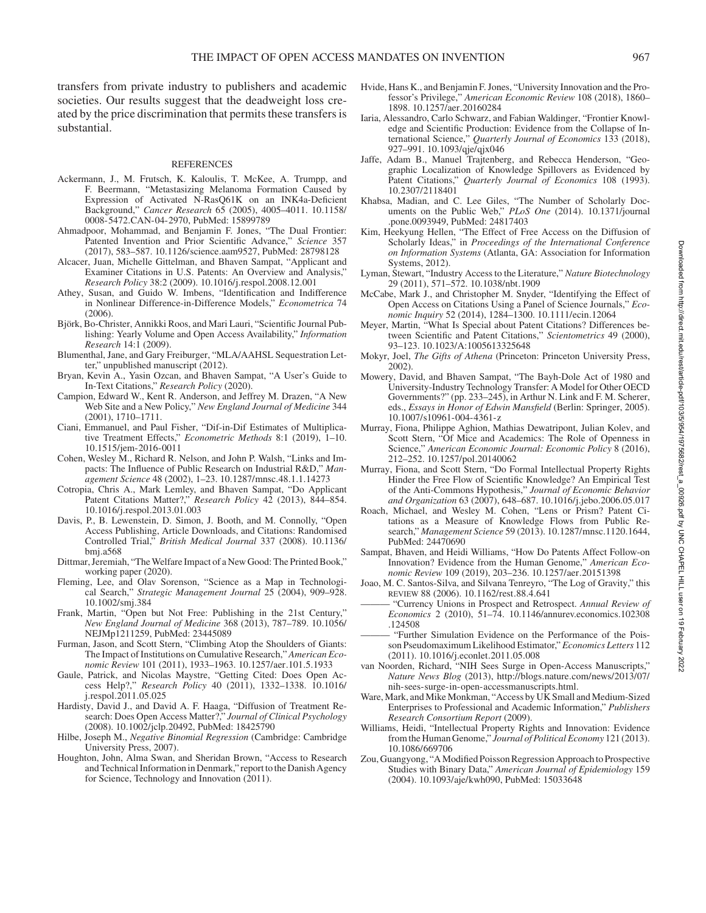transfers from private industry to publishers and academic societies. Our results suggest that the deadweight loss created by the price discrimination that permits these transfers is substantial.

## REFERENCES

Ackermann, J., M. Frutsch, K. Kaloulis, T. McKee, A. Trumpp, and F. Beermann, "Metastasizing Melanoma Formation Caused by Expression of Activated N-RasQ61K on an INK4a-Deficient Background," *Cancer Research* 65 (2005), 4005–4011. 10.1158/0008-5472.CAN-04-2970, PubMed: 15899789

Ahmadpoor, Mohammad, and Benjamin F. Jones, "The Dual Frontier: Patented Invention and Prior Scientific Advance," *Science* 357 (2017), 583–587. 10.1126/science.aam9527, PubMed: 28798128

Alcacer, Juan, Michelle Gittelman, and Bhaven Sampat, "Applicant and Examiner Citations in U.S. Patents: An Overview and Analysis," *Research Policy* 38:2 (2009). 10.1016/j.respol.2008.12.001

Athey, Susan, and Guido W. Imbens, "Identification and Indifference in Nonlinear Difference-in-Difference Models," *Econometrica* 74 (2006).

Björk, Bo-Christer, Annikki Roos, and Mari Lauri, "Scientific Journal Publishing: Yearly Volume and Open Access Availability," *Information Research* 14:1 (2009).

Blumenthal, Jane, and Gary Freiburger, "MLA/AAHSL Sequestration Letter," unpublished manuscript (2012).

Bryan, Kevin A., Yasin Ozcan, and Bhaven Sampat, "A User's Guide to In-Text Citations," *Research Policy* (2020).

Campion, Edward W., Kent R. Anderson, and Jeffrey M. Drazen, "A New Web Site and a New Policy," *New England Journal of Medicine* 344 (2001), 1710–1711.

Ciani, Emmanuel, and Paul Fisher, "Dif-in-Dif Estimates of Multiplicative Treatment Effects," *Econometric Methods* 8:1 (2019), 1–10. 10.1515/jem-2016-0011

Cohen, Wesley M., Richard R. Nelson, and John P. Walsh, "Links and Impacts: The Influence of Public Research on Industrial R&D," *Management Science* 48 (2002), 1–23. 10.1287/mnsc.48.1.1.14273

Cotropia, Chris A., Mark Lemley, and Bhaven Sampat, "Do Applicant Patent Citations Matter?," *Research Policy* 42 (2013), 844–854. 10.1016/j.respol.2013.01.003

Davis, P., B. Lewenstein, D. Simon, J. Booth, and M. Connolly, "Open Access Publishing, Article Downloads, and Citations: Randomised Controlled Trial," *British Medical Journal* 337 (2008). 10.1136/bmj.a568

Dittmar, Jeremiah, "The Welfare Impact of a New Good: The Printed Book," working paper (2020).

Fleming, Lee, and Olav Sorenson, "Science as a Map in Technological Search," *Strategic Management Journal* 25 (2004), 909–928. 10.1002/smj.384

Frank, Martin, "Open but Not Free: Publishing in the 21st Century," *New England Journal of Medicine* 368 (2013), 787–789. 10.1056/NEJMp1211259, PubMed: 23445089

Furman, Jason, and Scott Stern, "Climbing Atop the Shoulders of Giants: The Impact of Institutions on Cumulative Research," *American Economic Review* 101 (2011), 1933–1963. 10.1257/aer.101.5.1933

Gaule, Patrick, and Nicolas Maystre, "Getting Cited: Does Open Access Help?," *Research Policy* 40 (2011), 1332–1338. 10.1016/j.respol.2011.05.025

Hardisty, David J., and David A. F. Haaga, "Diffusion of Treatment Research: Does Open Access Matter?," *Journal of Clinical Psychology* (2008). 10.1002/jclp.20492, PubMed: 18425790

Hilbe, Joseph M., *Negative Binomial Regression* (Cambridge: Cambridge University Press, 2007).

Houghton, John, Alma Swan, and Sheridan Brown, "Access to Research and Technical Information in Denmark," report to the Danish Agency for Science, Technology and Innovation (2011).

Hvide, Hans K., and Benjamin F. Jones, "University Innovation and the Professor's Privilege," *American Economic Review* 108 (2018), 1860–1898. 10.1257/aer.20160284

Iaria, Alessandro, Carlo Schwarz, and Fabian Waldinger, "Frontier Knowledge and Scientific Production: Evidence from the Collapse of International Science," *Quarterly Journal of Economics* 133 (2018), 927–991. 10.1093/qje/qjx046

Jaffe, Adam B., Manuel Trajtenberg, and Rebecca Henderson, "Geographic Localization of Knowledge Spillovers as Evidenced by Patent Citations," *Quarterly Journal of Economics* 108 (1993). 10.2307/2118401

Khabsa, Madian, and C. Lee Giles, "The Number of Scholarly Documents on the Public Web," *PLoS One* (2014). 10.1371/journal.pone.0093949, PubMed: 24817403

Kim, Heekyung Hellen, "The Effect of Free Access on the Diffusion of Scholarly Ideas," in *Proceedings of the International Conference on Information Systems* (Atlanta, GA: Association for Information Systems, 2012).

Lyman, Stewart, "Industry Access to the Literature," *Nature Biotechnology* 29 (2011), 571–572. 10.1038/nbt.1909

McCabe, Mark J., and Christopher M. Snyder, "Identifying the Effect of Open Access on Citations Using a Panel of Science Journals," *Economic Inquiry* 52 (2014), 1284–1300. 10.1111/ecin.12064

Meyer, Martin, "What Is Special about Patent Citations? Differences between Scientific and Patent Citations," *Scientometrics* 49 (2000), 93–123. 10.1023/A:1005613325648

Mokyr, Joel, *The Gifts of Athena* (Princeton: Princeton University Press, 2002).

Mowery, David, and Bhaven Sampat, "The Bayh-Dole Act of 1980 and University-Industry Technology Transfer: A Model for Other OECD Governments?" (pp. 233–245), in Arthur N. Link and F. M. Scherer, eds., *Essays in Honor of Edwin Mansfield* (Berlin: Springer, 2005). 10.1007/s10961-004-4361-z

Murray, Fiona, Philippe Aghion, Mathias Dewatripont, Julian Kolev, and Scott Stern, "Of Mice and Academics: The Role of Openness in Science," *American Economic Journal: Economic Policy* 8 (2016), 212–252. 10.1257/pol.20140062

Murray, Fiona, and Scott Stern, "Do Formal Intellectual Property Rights Hinder the Free Flow of Scientific Knowledge? An Empirical Test of the Anti-Commons Hypothesis," *Journal of Economic Behavior and Organization* 63 (2007), 648–687. 10.1016/j.jebo.2006.05.017

Roach, Michael, and Wesley M. Cohen, "Lens or Prism? Patent Citations as a Measure of Knowledge Flows from Public Research," *Management Science* 59 (2013). 10.1287/mnsc.1120.1644, PubMed: 24470690

Sampat, Bhaven, and Heidi Williams, "How Do Patents Affect Follow-on Innovation? Evidence from the Human Genome," *American Economic Review* 109 (2019), 203–236. 10.1257/aer.20151398

Joao, M. C. Santos-Silva, and Silvana Tenreyro, "The Log of Gravity," this REVIEW 88 (2006). 10.1162/rest.88.4.641

——— "Currency Unions in Prospect and Retrospect. *Annual Review of Economics* 2 (2010), 51–74. 10.1146/annurev.economics.102308.124508

——— "Further Simulation Evidence on the Performance of the Poisson Pseudomaximum Likelihood Estimator," *Economics Letters* 112 (2011). 10.1016/j.econlet.2011.05.008

van Noorden, Richard, "NIH Sees Surge in Open-Access Manuscripts," *Nature News Blog* (2013), http://blogs.nature.com/news/2013/07/nih-sees-surge-in-open-accessmanuscripts.html.

Ware, Mark, and Mike Monkman, "Access by UK Small and Medium-Sized Enterprises to Professional and Academic Information," *Publishers Research Consortium Report* (2009).

Williams, Heidi, "Intellectual Property Rights and Innovation: Evidence from the Human Genome," *Journal of Political Economy* 121 (2013). 10.1086/669706

Zou, Guangyong, "A Modified Poisson Regression Approach to Prospective Studies with Binary Data," *American Journal of Epidemiology* 159 (2004). 10.1093/aje/kwh090, PubMed: 15033648